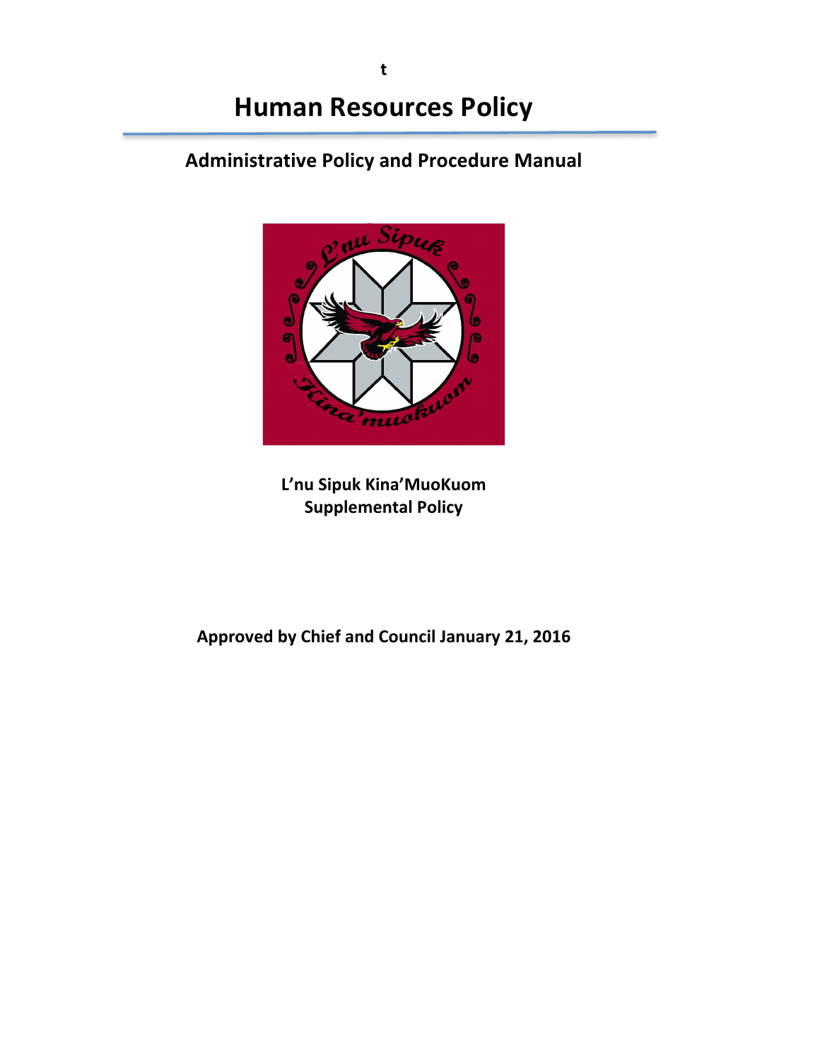t

# Human Resources Policy

## Administrative Policy and Procedure Manual

**L'nu Sipuk Kina'MuoKuom**
**Supplemental Policy**

**Approved by Chief and Council January 21, 2016**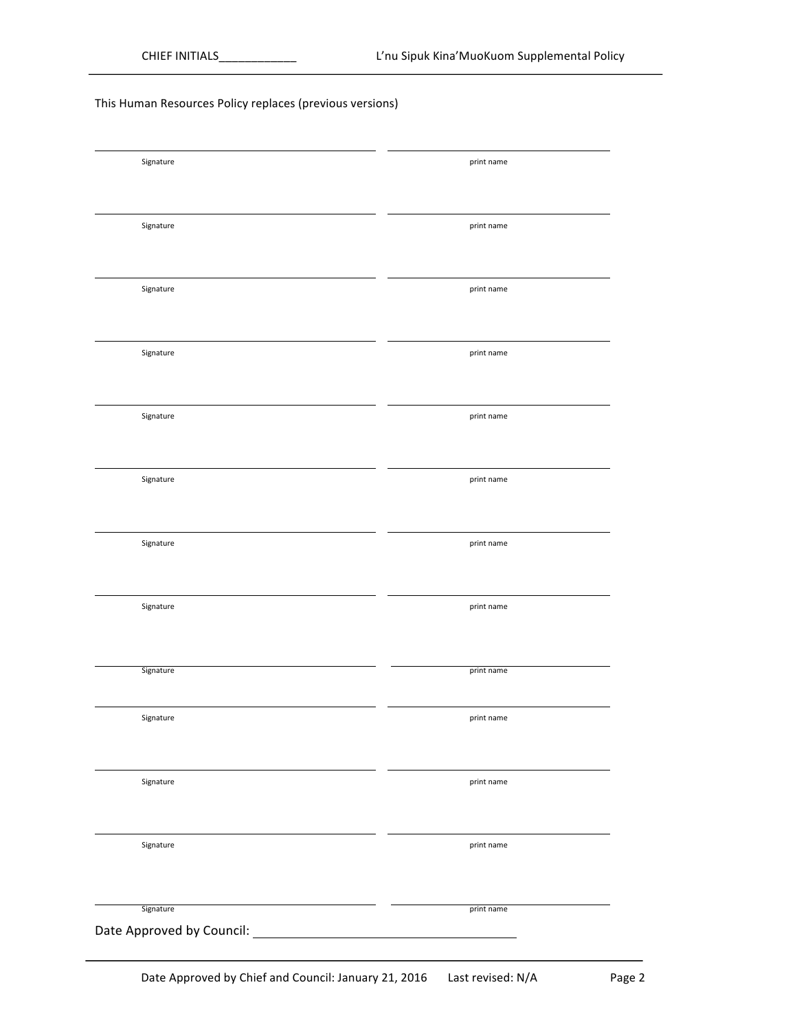This Human Resources Policy replaces (previous versions)

| Signature | print name |
|---|---|
| ______________________ | ______________________ |
| ______________________ | ______________________ |
| ______________________ | ______________________ |
| ______________________ | ______________________ |
| ______________________ | ______________________ |
| ______________________ | ______________________ |
| ______________________ | ______________________ |
| ______________________ | ______________________ |
| ______________________ | ______________________ |
| ______________________ | ______________________ |
| ______________________ | ______________________ |
| ______________________ | ______________________ |
| ______________________ | ______________________ |

Date Approved by Council: ______________________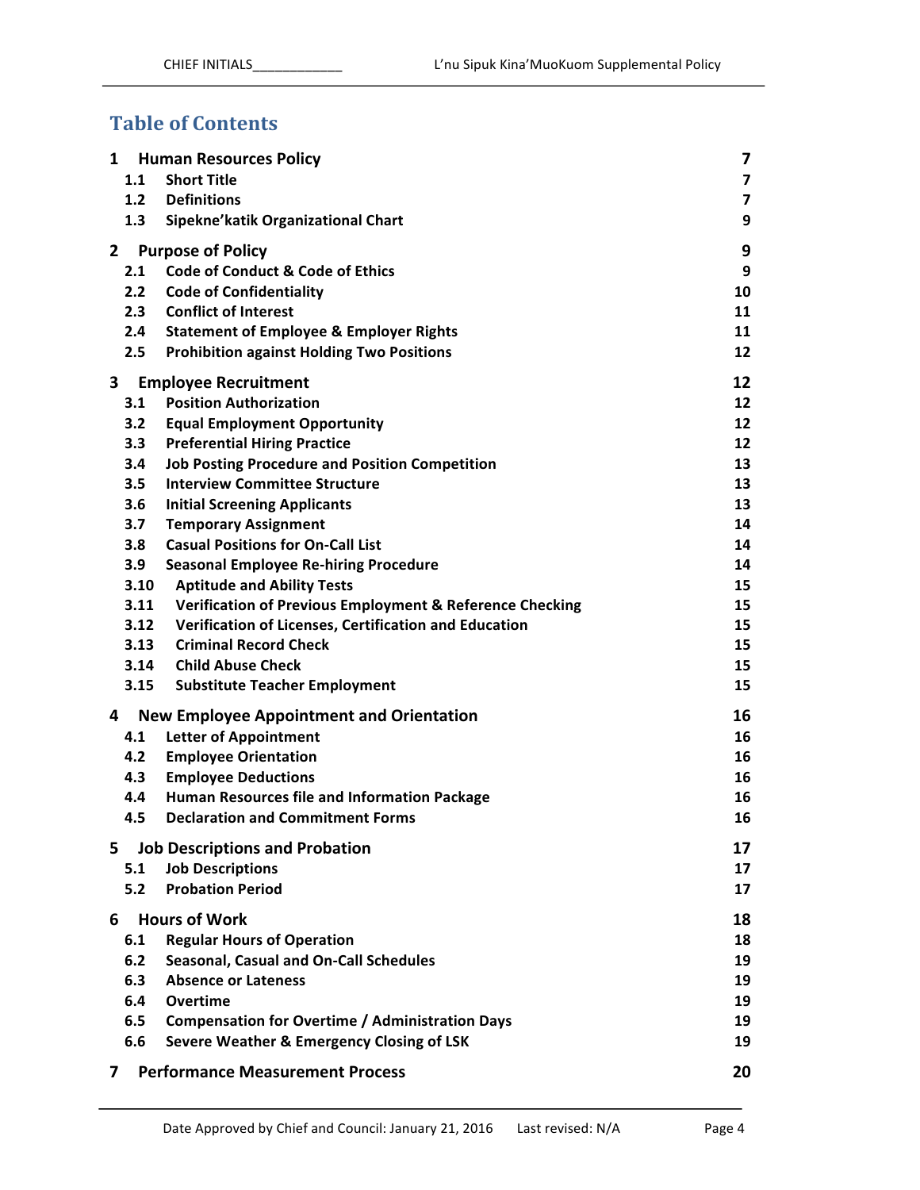# Table of Contents

| | | |
|---|---|---|
| **1** | **Human Resources Policy** | **7** |
| 1.1 | Short Title | 7 |
| 1.2 | Definitions | 7 |
| 1.3 | Sipekne'katik Organizational Chart | 9 |
| **2** | **Purpose of Policy** | **9** |
| 2.1 | Code of Conduct & Code of Ethics | 9 |
| 2.2 | Code of Confidentiality | 10 |
| 2.3 | Conflict of Interest | 11 |
| 2.4 | Statement of Employee & Employer Rights | 11 |
| 2.5 | Prohibition against Holding Two Positions | 12 |
| **3** | **Employee Recruitment** | **12** |
| 3.1 | Position Authorization | 12 |
| 3.2 | Equal Employment Opportunity | 12 |
| 3.3 | Preferential Hiring Practice | 12 |
| 3.4 | Job Posting Procedure and Position Competition | 13 |
| 3.5 | Interview Committee Structure | 13 |
| 3.6 | Initial Screening Applicants | 13 |
| 3.7 | Temporary Assignment | 14 |
| 3.8 | Casual Positions for On-Call List | 14 |
| 3.9 | Seasonal Employee Re-hiring Procedure | 14 |
| 3.10 | Aptitude and Ability Tests | 15 |
| 3.11 | Verification of Previous Employment & Reference Checking | 15 |
| 3.12 | Verification of Licenses, Certification and Education | 15 |
| 3.13 | Criminal Record Check | 15 |
| 3.14 | Child Abuse Check | 15 |
| 3.15 | Substitute Teacher Employment | 15 |
| **4** | **New Employee Appointment and Orientation** | **16** |
| 4.1 | Letter of Appointment | 16 |
| 4.2 | Employee Orientation | 16 |
| 4.3 | Employee Deductions | 16 |
| 4.4 | Human Resources file and Information Package | 16 |
| 4.5 | Declaration and Commitment Forms | 16 |
| **5** | **Job Descriptions and Probation** | **17** |
| 5.1 | Job Descriptions | 17 |
| 5.2 | Probation Period | 17 |
| **6** | **Hours of Work** | **18** |
| 6.1 | Regular Hours of Operation | 18 |
| 6.2 | Seasonal, Casual and On-Call Schedules | 19 |
| 6.3 | Absence or Lateness | 19 |
| 6.4 | Overtime | 19 |
| 6.5 | Compensation for Overtime / Administration Days | 19 |
| 6.6 | Severe Weather & Emergency Closing of LSK | 19 |
| **7** | **Performance Measurement Process** | **20** |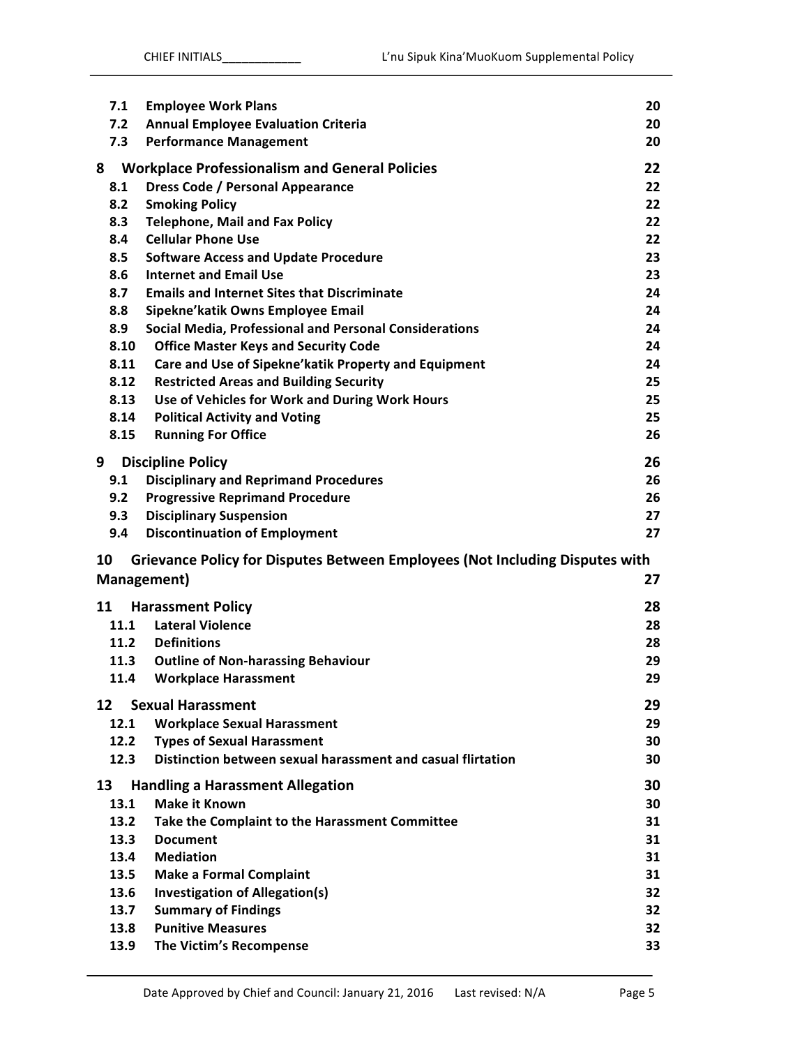| | | |
|---|---|---|
| **7.1** | **Employee Work Plans** | **20** |
| **7.2** | **Annual Employee Evaluation Criteria** | **20** |
| **7.3** | **Performance Management** | **20** |
| **8** | **Workplace Professionalism and General Policies** | **22** |
| **8.1** | **Dress Code / Personal Appearance** | **22** |
| **8.2** | **Smoking Policy** | **22** |
| **8.3** | **Telephone, Mail and Fax Policy** | **22** |
| **8.4** | **Cellular Phone Use** | **22** |
| **8.5** | **Software Access and Update Procedure** | **23** |
| **8.6** | **Internet and Email Use** | **23** |
| **8.7** | **Emails and Internet Sites that Discriminate** | **24** |
| **8.8** | **Sipekne'katik Owns Employee Email** | **24** |
| **8.9** | **Social Media, Professional and Personal Considerations** | **24** |
| **8.10** | **Office Master Keys and Security Code** | **24** |
| **8.11** | **Care and Use of Sipekne'katik Property and Equipment** | **24** |
| **8.12** | **Restricted Areas and Building Security** | **25** |
| **8.13** | **Use of Vehicles for Work and During Work Hours** | **25** |
| **8.14** | **Political Activity and Voting** | **25** |
| **8.15** | **Running For Office** | **26** |
| **9** | **Discipline Policy** | **26** |
| **9.1** | **Disciplinary and Reprimand Procedures** | **26** |
| **9.2** | **Progressive Reprimand Procedure** | **26** |
| **9.3** | **Disciplinary Suspension** | **27** |
| **9.4** | **Discontinuation of Employment** | **27** |
| **10** | **Grievance Policy for Disputes Between Employees (Not Including Disputes with Management)** | **27** |
| **11** | **Harassment Policy** | **28** |
| **11.1** | **Lateral Violence** | **28** |
| **11.2** | **Definitions** | **28** |
| **11.3** | **Outline of Non-harassing Behaviour** | **29** |
| **11.4** | **Workplace Harassment** | **29** |
| **12** | **Sexual Harassment** | **29** |
| **12.1** | **Workplace Sexual Harassment** | **29** |
| **12.2** | **Types of Sexual Harassment** | **30** |
| **12.3** | **Distinction between sexual harassment and casual flirtation** | **30** |
| **13** | **Handling a Harassment Allegation** | **30** |
| **13.1** | **Make it Known** | **30** |
| **13.2** | **Take the Complaint to the Harassment Committee** | **31** |
| **13.3** | **Document** | **31** |
| **13.4** | **Mediation** | **31** |
| **13.5** | **Make a Formal Complaint** | **31** |
| **13.6** | **Investigation of Allegation(s)** | **32** |
| **13.7** | **Summary of Findings** | **32** |
| **13.8** | **Punitive Measures** | **32** |
| **13.9** | **The Victim's Recompense** | **33** |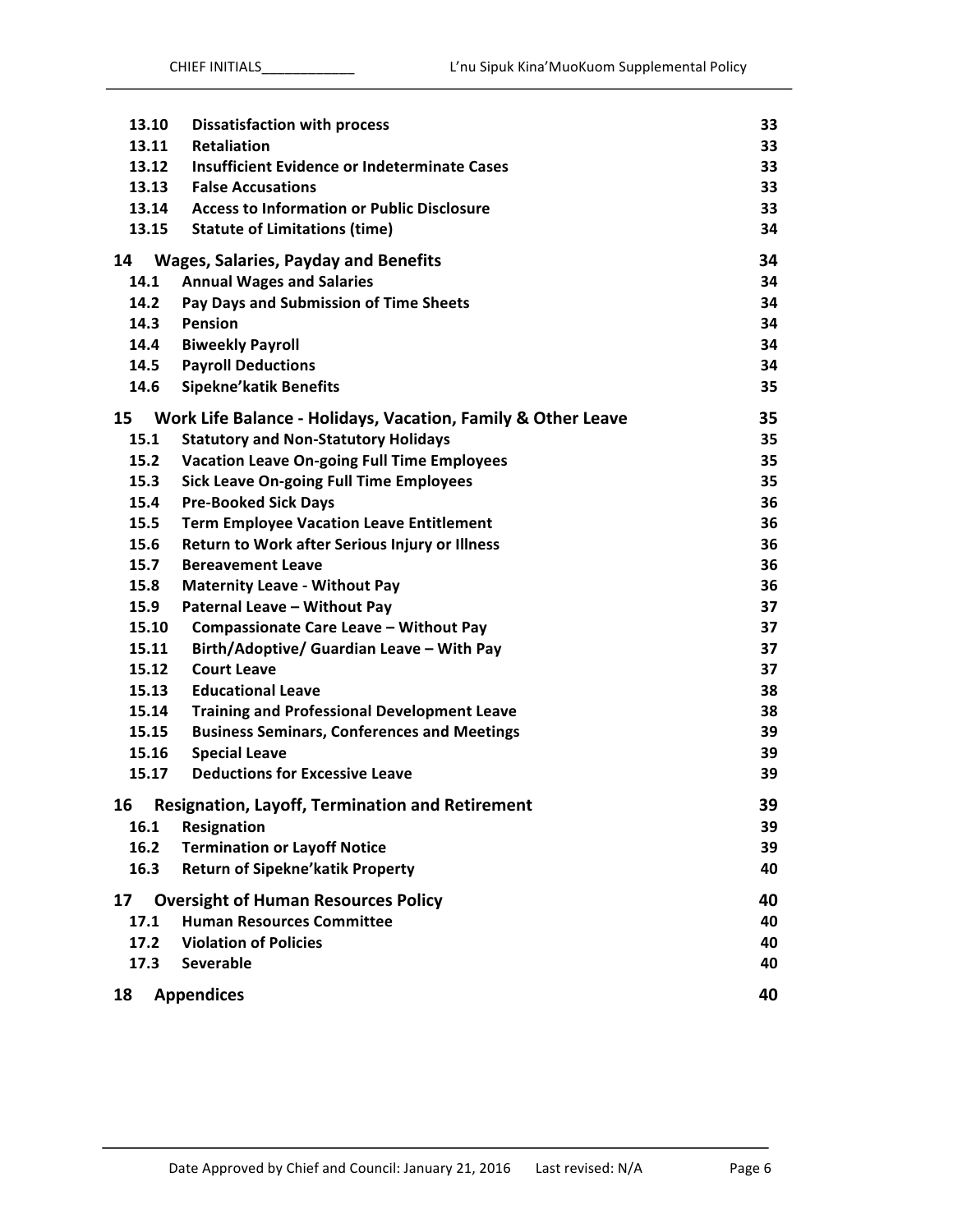| | | |
|---|---|---|
| 13.10 | **Dissatisfaction with process** | 33 |
| 13.11 | **Retaliation** | 33 |
| 13.12 | **Insufficient Evidence or Indeterminate Cases** | 33 |
| 13.13 | **False Accusations** | 33 |
| 13.14 | **Access to Information or Public Disclosure** | 33 |
| 13.15 | **Statute of Limitations (time)** | 34 |
| **14** | **Wages, Salaries, Payday and Benefits** | **34** |
| 14.1 | **Annual Wages and Salaries** | 34 |
| 14.2 | **Pay Days and Submission of Time Sheets** | 34 |
| 14.3 | **Pension** | 34 |
| 14.4 | **Biweekly Payroll** | 34 |
| 14.5 | **Payroll Deductions** | 34 |
| 14.6 | **Sipekne'katik Benefits** | 35 |
| **15** | **Work Life Balance - Holidays, Vacation, Family & Other Leave** | **35** |
| 15.1 | **Statutory and Non-Statutory Holidays** | 35 |
| 15.2 | **Vacation Leave On-going Full Time Employees** | 35 |
| 15.3 | **Sick Leave On-going Full Time Employees** | 35 |
| 15.4 | **Pre-Booked Sick Days** | 36 |
| 15.5 | **Term Employee Vacation Leave Entitlement** | 36 |
| 15.6 | **Return to Work after Serious Injury or Illness** | 36 |
| 15.7 | **Bereavement Leave** | 36 |
| 15.8 | **Maternity Leave - Without Pay** | 36 |
| 15.9 | **Paternal Leave – Without Pay** | 37 |
| 15.10 | **Compassionate Care Leave – Without Pay** | 37 |
| 15.11 | **Birth/Adoptive/ Guardian Leave – With Pay** | 37 |
| 15.12 | **Court Leave** | 37 |
| 15.13 | **Educational Leave** | 38 |
| 15.14 | **Training and Professional Development Leave** | 38 |
| 15.15 | **Business Seminars, Conferences and Meetings** | 39 |
| 15.16 | **Special Leave** | 39 |
| 15.17 | **Deductions for Excessive Leave** | 39 |
| **16** | **Resignation, Layoff, Termination and Retirement** | **39** |
| 16.1 | **Resignation** | 39 |
| 16.2 | **Termination or Layoff Notice** | 39 |
| 16.3 | **Return of Sipekne'katik Property** | 40 |
| **17** | **Oversight of Human Resources Policy** | **40** |
| 17.1 | **Human Resources Committee** | 40 |
| 17.2 | **Violation of Policies** | 40 |
| 17.3 | **Severable** | 40 |
| **18** | **Appendices** | **40** |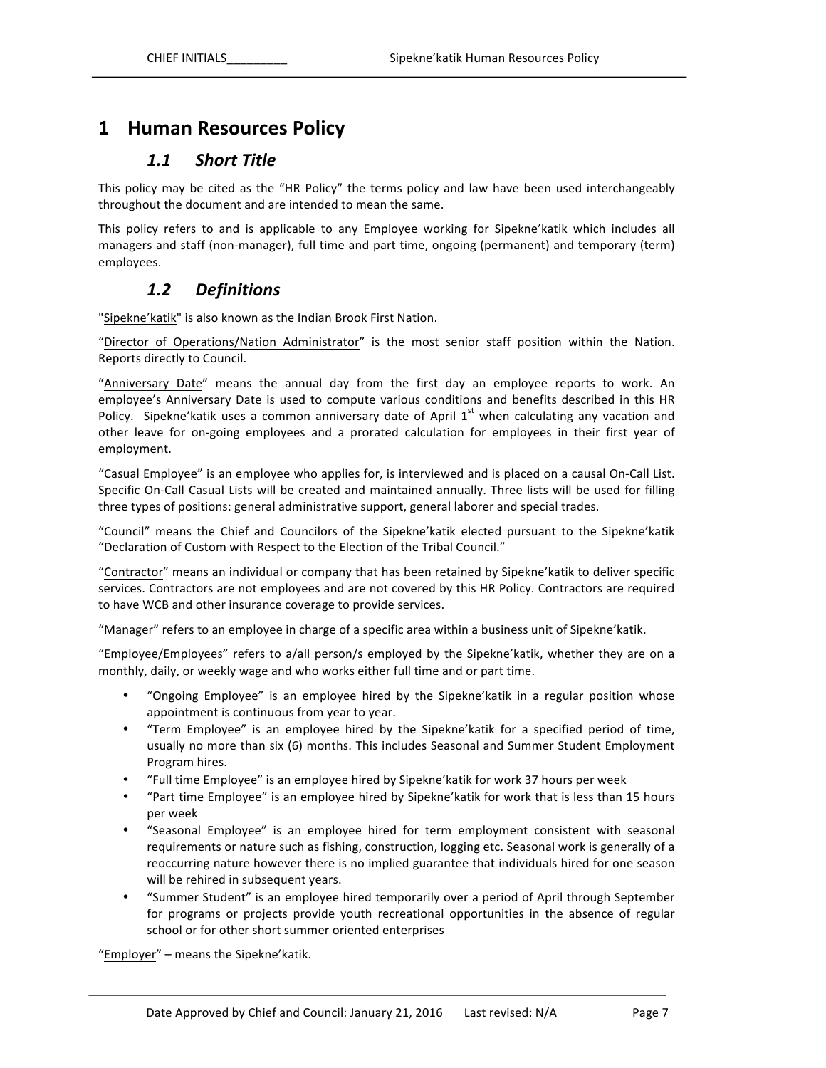# 1 Human Resources Policy

## *1.1 Short Title*

This policy may be cited as the "HR Policy" the terms policy and law have been used interchangeably throughout the document and are intended to mean the same.

This policy refers to and is applicable to any Employee working for Sipekne'katik which includes all managers and staff (non-manager), full time and part time, ongoing (permanent) and temporary (term) employees.

## *1.2 Definitions*

"Sipekne'katik" is also known as the Indian Brook First Nation.

"Director of Operations/Nation Administrator" is the most senior staff position within the Nation. Reports directly to Council.

"Anniversary Date" means the annual day from the first day an employee reports to work. An employee's Anniversary Date is used to compute various conditions and benefits described in this HR Policy. Sipekne'katik uses a common anniversary date of April 1st when calculating any vacation and other leave for on-going employees and a prorated calculation for employees in their first year of employment.

"Casual Employee" is an employee who applies for, is interviewed and is placed on a causal On-Call List. Specific On-Call Casual Lists will be created and maintained annually. Three lists will be used for filling three types of positions: general administrative support, general laborer and special trades.

"Council" means the Chief and Councilors of the Sipekne'katik elected pursuant to the Sipekne'katik "Declaration of Custom with Respect to the Election of the Tribal Council."

"Contractor" means an individual or company that has been retained by Sipekne'katik to deliver specific services. Contractors are not employees and are not covered by this HR Policy. Contractors are required to have WCB and other insurance coverage to provide services.

"Manager" refers to an employee in charge of a specific area within a business unit of Sipekne'katik.

"Employee/Employees" refers to a/all person/s employed by the Sipekne'katik, whether they are on a monthly, daily, or weekly wage and who works either full time and or part time.

- "Ongoing Employee" is an employee hired by the Sipekne'katik in a regular position whose appointment is continuous from year to year.
- "Term Employee" is an employee hired by the Sipekne'katik for a specified period of time, usually no more than six (6) months. This includes Seasonal and Summer Student Employment Program hires.
- "Full time Employee" is an employee hired by Sipekne'katik for work 37 hours per week
- "Part time Employee" is an employee hired by Sipekne'katik for work that is less than 15 hours per week
- "Seasonal Employee" is an employee hired for term employment consistent with seasonal requirements or nature such as fishing, construction, logging etc. Seasonal work is generally of a reoccurring nature however there is no implied guarantee that individuals hired for one season will be rehired in subsequent years.
- "Summer Student" is an employee hired temporarily over a period of April through September for programs or projects provide youth recreational opportunities in the absence of regular school or for other short summer oriented enterprises

"Employer" – means the Sipekne'katik.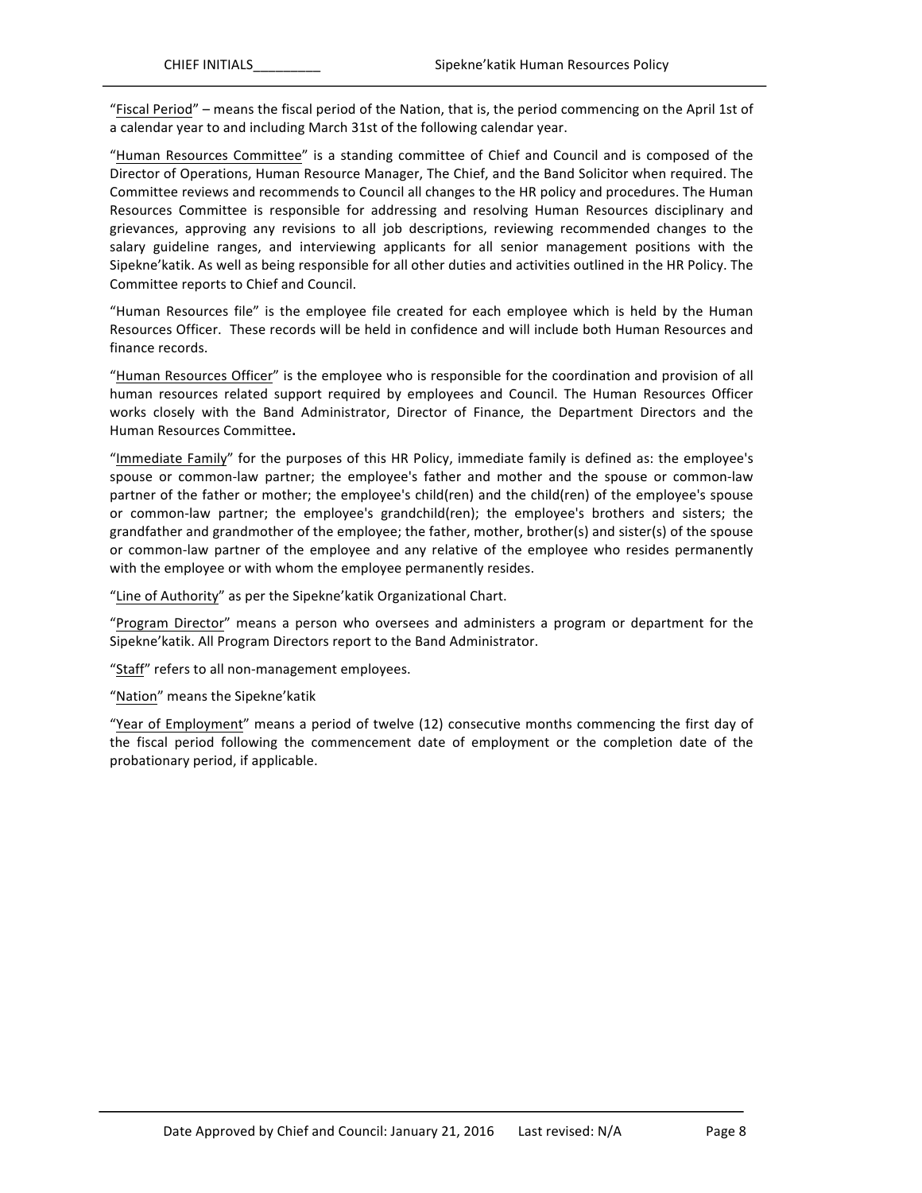"Fiscal Period" – means the fiscal period of the Nation, that is, the period commencing on the April 1st of a calendar year to and including March 31st of the following calendar year.

"Human Resources Committee" is a standing committee of Chief and Council and is composed of the Director of Operations, Human Resource Manager, The Chief, and the Band Solicitor when required. The Committee reviews and recommends to Council all changes to the HR policy and procedures. The Human Resources Committee is responsible for addressing and resolving Human Resources disciplinary and grievances, approving any revisions to all job descriptions, reviewing recommended changes to the salary guideline ranges, and interviewing applicants for all senior management positions with the Sipekne'katik. As well as being responsible for all other duties and activities outlined in the HR Policy. The Committee reports to Chief and Council.

"Human Resources file" is the employee file created for each employee which is held by the Human Resources Officer. These records will be held in confidence and will include both Human Resources and finance records.

"Human Resources Officer" is the employee who is responsible for the coordination and provision of all human resources related support required by employees and Council. The Human Resources Officer works closely with the Band Administrator, Director of Finance, the Department Directors and the Human Resources Committee**.**

"Immediate Family" for the purposes of this HR Policy, immediate family is defined as: the employee's spouse or common-law partner; the employee's father and mother and the spouse or common-law partner of the father or mother; the employee's child(ren) and the child(ren) of the employee's spouse or common-law partner; the employee's grandchild(ren); the employee's brothers and sisters; the grandfather and grandmother of the employee; the father, mother, brother(s) and sister(s) of the spouse or common-law partner of the employee and any relative of the employee who resides permanently with the employee or with whom the employee permanently resides.

"Line of Authority" as per the Sipekne'katik Organizational Chart.

"Program Director" means a person who oversees and administers a program or department for the Sipekne'katik. All Program Directors report to the Band Administrator.

"Staff" refers to all non-management employees.

"Nation" means the Sipekne'katik

"Year of Employment" means a period of twelve (12) consecutive months commencing the first day of the fiscal period following the commencement date of employment or the completion date of the probationary period, if applicable.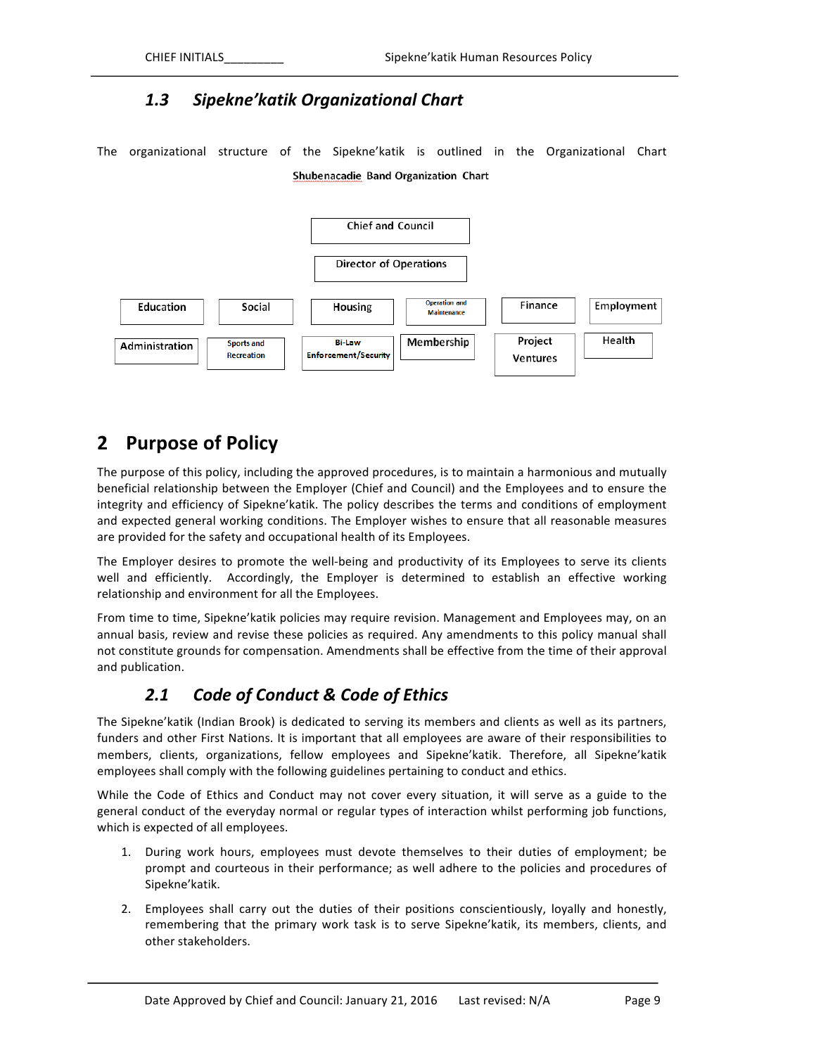### *1.3 Sipekne'katik Organizational Chart*

The organizational structure of the Sipekne'katik is outlined in the Organizational Chart

**Shubenacadie Band Organization Chart**

Chief and Council

Director of Operations

| Education | Social | Housing | Operation and Maintenance | Finance | Employment |
|---|---|---|---|---|---|
| Administration | Sports and Recreation | Bi-Law Enforcement/Security | Membership | Project Ventures | Health |

## 2 Purpose of Policy

The purpose of this policy, including the approved procedures, is to maintain a harmonious and mutually beneficial relationship between the Employer (Chief and Council) and the Employees and to ensure the integrity and efficiency of Sipekne'katik. The policy describes the terms and conditions of employment and expected general working conditions. The Employer wishes to ensure that all reasonable measures are provided for the safety and occupational health of its Employees.

The Employer desires to promote the well-being and productivity of its Employees to serve its clients well and efficiently. Accordingly, the Employer is determined to establish an effective working relationship and environment for all the Employees.

From time to time, Sipekne'katik policies may require revision. Management and Employees may, on an annual basis, review and revise these policies as required. Any amendments to this policy manual shall not constitute grounds for compensation. Amendments shall be effective from the time of their approval and publication.

### *2.1 Code of Conduct & Code of Ethics*

The Sipekne'katik (Indian Brook) is dedicated to serving its members and clients as well as its partners, funders and other First Nations. It is important that all employees are aware of their responsibilities to members, clients, organizations, fellow employees and Sipekne'katik. Therefore, all Sipekne'katik employees shall comply with the following guidelines pertaining to conduct and ethics.

While the Code of Ethics and Conduct may not cover every situation, it will serve as a guide to the general conduct of the everyday normal or regular types of interaction whilst performing job functions, which is expected of all employees.

1. During work hours, employees must devote themselves to their duties of employment; be prompt and courteous in their performance; as well adhere to the policies and procedures of Sipekne'katik.
2. Employees shall carry out the duties of their positions conscientiously, loyally and honestly, remembering that the primary work task is to serve Sipekne'katik, its members, clients, and other stakeholders.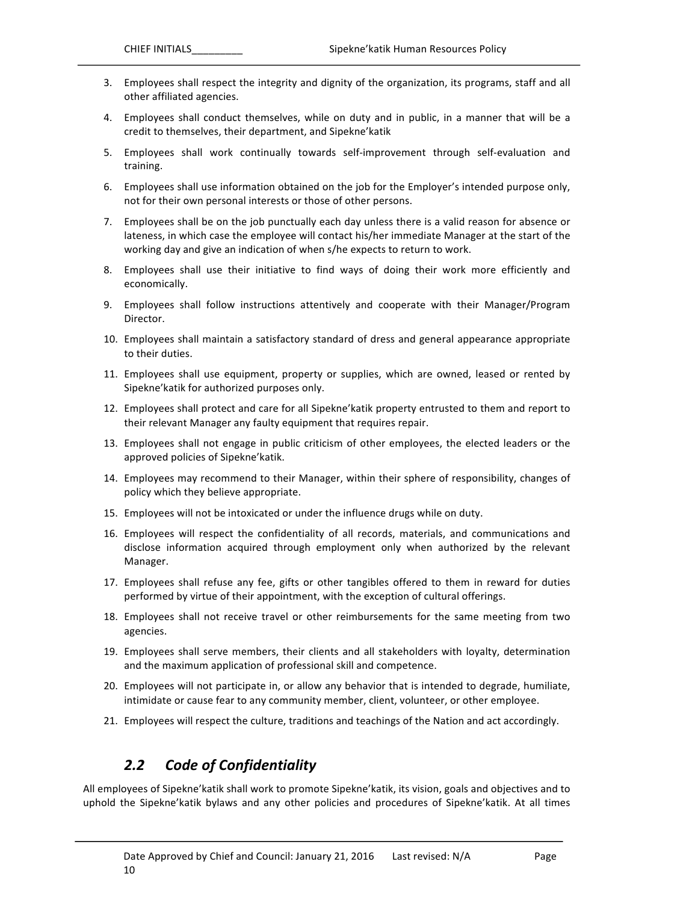3. Employees shall respect the integrity and dignity of the organization, its programs, staff and all other affiliated agencies.
4. Employees shall conduct themselves, while on duty and in public, in a manner that will be a credit to themselves, their department, and Sipekne'katik
5. Employees shall work continually towards self-improvement through self-evaluation and training.
6. Employees shall use information obtained on the job for the Employer's intended purpose only, not for their own personal interests or those of other persons.
7. Employees shall be on the job punctually each day unless there is a valid reason for absence or lateness, in which case the employee will contact his/her immediate Manager at the start of the working day and give an indication of when s/he expects to return to work.
8. Employees shall use their initiative to find ways of doing their work more efficiently and economically.
9. Employees shall follow instructions attentively and cooperate with their Manager/Program Director.
10. Employees shall maintain a satisfactory standard of dress and general appearance appropriate to their duties.
11. Employees shall use equipment, property or supplies, which are owned, leased or rented by Sipekne'katik for authorized purposes only.
12. Employees shall protect and care for all Sipekne'katik property entrusted to them and report to their relevant Manager any faulty equipment that requires repair.
13. Employees shall not engage in public criticism of other employees, the elected leaders or the approved policies of Sipekne'katik.
14. Employees may recommend to their Manager, within their sphere of responsibility, changes of policy which they believe appropriate.
15. Employees will not be intoxicated or under the influence drugs while on duty.
16. Employees will respect the confidentiality of all records, materials, and communications and disclose information acquired through employment only when authorized by the relevant Manager.
17. Employees shall refuse any fee, gifts or other tangibles offered to them in reward for duties performed by virtue of their appointment, with the exception of cultural offerings.
18. Employees shall not receive travel or other reimbursements for the same meeting from two agencies.
19. Employees shall serve members, their clients and all stakeholders with loyalty, determination and the maximum application of professional skill and competence.
20. Employees will not participate in, or allow any behavior that is intended to degrade, humiliate, intimidate or cause fear to any community member, client, volunteer, or other employee.
21. Employees will respect the culture, traditions and teachings of the Nation and act accordingly.

## *2.2 Code of Confidentiality*

All employees of Sipekne'katik shall work to promote Sipekne'katik, its vision, goals and objectives and to uphold the Sipekne'katik bylaws and any other policies and procedures of Sipekne'katik. At all times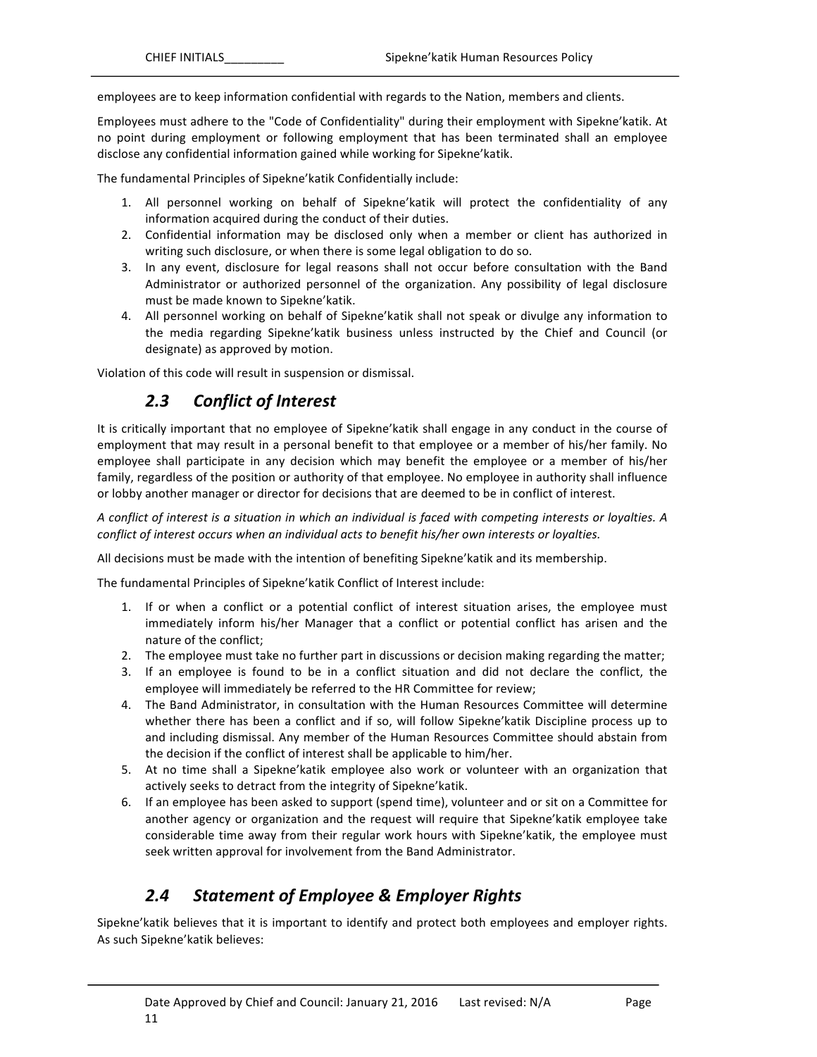employees are to keep information confidential with regards to the Nation, members and clients.

Employees must adhere to the "Code of Confidentiality" during their employment with Sipekne'katik. At no point during employment or following employment that has been terminated shall an employee disclose any confidential information gained while working for Sipekne'katik.

The fundamental Principles of Sipekne'katik Confidentially include:

1. All personnel working on behalf of Sipekne'katik will protect the confidentiality of any information acquired during the conduct of their duties.
2. Confidential information may be disclosed only when a member or client has authorized in writing such disclosure, or when there is some legal obligation to do so.
3. In any event, disclosure for legal reasons shall not occur before consultation with the Band Administrator or authorized personnel of the organization. Any possibility of legal disclosure must be made known to Sipekne'katik.
4. All personnel working on behalf of Sipekne'katik shall not speak or divulge any information to the media regarding Sipekne'katik business unless instructed by the Chief and Council (or designate) as approved by motion.

Violation of this code will result in suspension or dismissal.

## *2.3 Conflict of Interest*

It is critically important that no employee of Sipekne'katik shall engage in any conduct in the course of employment that may result in a personal benefit to that employee or a member of his/her family. No employee shall participate in any decision which may benefit the employee or a member of his/her family, regardless of the position or authority of that employee. No employee in authority shall influence or lobby another manager or director for decisions that are deemed to be in conflict of interest.

*A conflict of interest is a situation in which an individual is faced with competing interests or loyalties. A conflict of interest occurs when an individual acts to benefit his/her own interests or loyalties.*

All decisions must be made with the intention of benefiting Sipekne'katik and its membership.

The fundamental Principles of Sipekne'katik Conflict of Interest include:

1. If or when a conflict or a potential conflict of interest situation arises, the employee must immediately inform his/her Manager that a conflict or potential conflict has arisen and the nature of the conflict;
2. The employee must take no further part in discussions or decision making regarding the matter;
3. If an employee is found to be in a conflict situation and did not declare the conflict, the employee will immediately be referred to the HR Committee for review;
4. The Band Administrator, in consultation with the Human Resources Committee will determine whether there has been a conflict and if so, will follow Sipekne'katik Discipline process up to and including dismissal. Any member of the Human Resources Committee should abstain from the decision if the conflict of interest shall be applicable to him/her.
5. At no time shall a Sipekne'katik employee also work or volunteer with an organization that actively seeks to detract from the integrity of Sipekne'katik.
6. If an employee has been asked to support (spend time), volunteer and or sit on a Committee for another agency or organization and the request will require that Sipekne'katik employee take considerable time away from their regular work hours with Sipekne'katik, the employee must seek written approval for involvement from the Band Administrator.

## *2.4 Statement of Employee & Employer Rights*

Sipekne'katik believes that it is important to identify and protect both employees and employer rights. As such Sipekne'katik believes: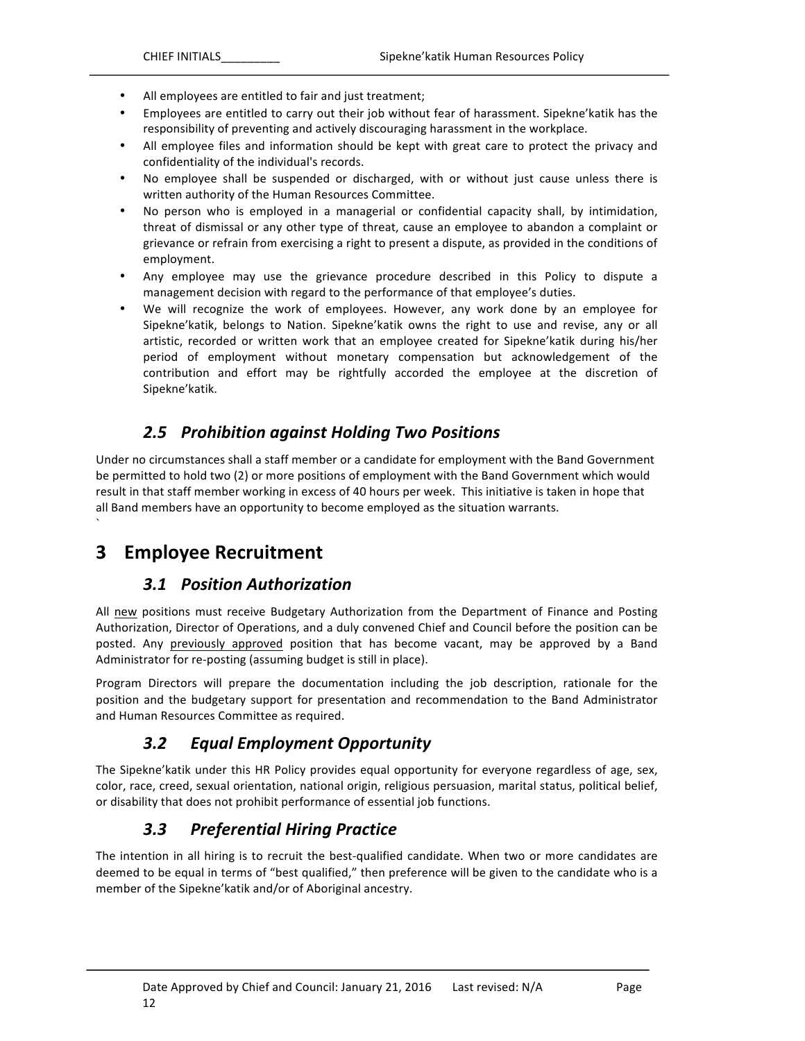- All employees are entitled to fair and just treatment;
- Employees are entitled to carry out their job without fear of harassment. Sipekne'katik has the responsibility of preventing and actively discouraging harassment in the workplace.
- All employee files and information should be kept with great care to protect the privacy and confidentiality of the individual's records.
- No employee shall be suspended or discharged, with or without just cause unless there is written authority of the Human Resources Committee.
- No person who is employed in a managerial or confidential capacity shall, by intimidation, threat of dismissal or any other type of threat, cause an employee to abandon a complaint or grievance or refrain from exercising a right to present a dispute, as provided in the conditions of employment.
- Any employee may use the grievance procedure described in this Policy to dispute a management decision with regard to the performance of that employee's duties.
- We will recognize the work of employees. However, any work done by an employee for Sipekne'katik, belongs to Nation. Sipekne'katik owns the right to use and revise, any or all artistic, recorded or written work that an employee created for Sipekne'katik during his/her period of employment without monetary compensation but acknowledgement of the contribution and effort may be rightfully accorded the employee at the discretion of Sipekne'katik.

### *2.5 Prohibition against Holding Two Positions*

Under no circumstances shall a staff member or a candidate for employment with the Band Government be permitted to hold two (2) or more positions of employment with the Band Government which would result in that staff member working in excess of 40 hours per week. This initiative is taken in hope that all Band members have an opportunity to become employed as the situation warrants.

## 3 Employee Recruitment

### *3.1 Position Authorization*

All <u>new</u> positions must receive Budgetary Authorization from the Department of Finance and Posting Authorization, Director of Operations, and a duly convened Chief and Council before the position can be posted. Any <u>previously approved</u> position that has become vacant, may be approved by a Band Administrator for re-posting (assuming budget is still in place).

Program Directors will prepare the documentation including the job description, rationale for the position and the budgetary support for presentation and recommendation to the Band Administrator and Human Resources Committee as required.

### *3.2 Equal Employment Opportunity*

The Sipekne'katik under this HR Policy provides equal opportunity for everyone regardless of age, sex, color, race, creed, sexual orientation, national origin, religious persuasion, marital status, political belief, or disability that does not prohibit performance of essential job functions.

### *3.3 Preferential Hiring Practice*

The intention in all hiring is to recruit the best-qualified candidate. When two or more candidates are deemed to be equal in terms of "best qualified," then preference will be given to the candidate who is a member of the Sipekne'katik and/or of Aboriginal ancestry.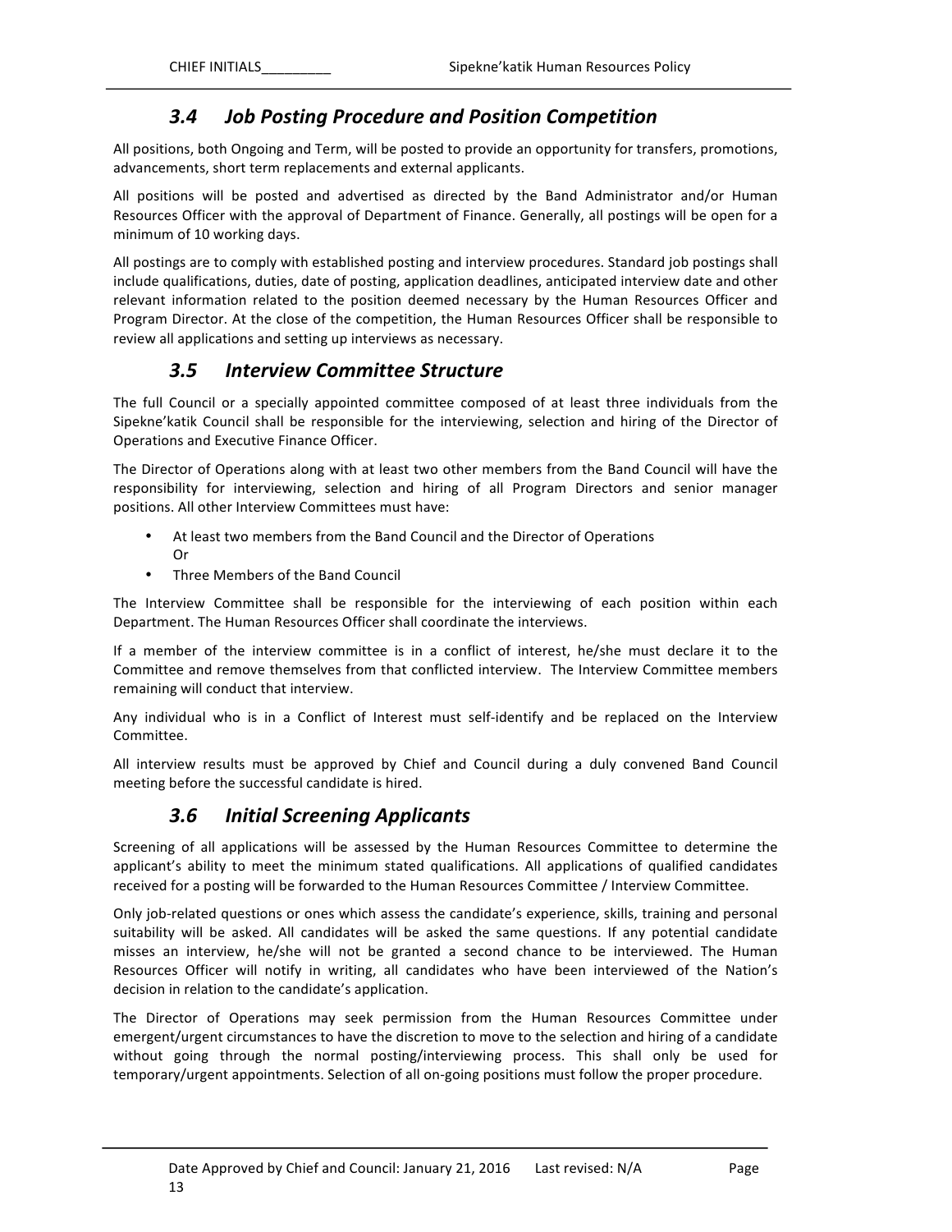## *3.4 Job Posting Procedure and Position Competition*

All positions, both Ongoing and Term, will be posted to provide an opportunity for transfers, promotions, advancements, short term replacements and external applicants.

All positions will be posted and advertised as directed by the Band Administrator and/or Human Resources Officer with the approval of Department of Finance. Generally, all postings will be open for a minimum of 10 working days.

All postings are to comply with established posting and interview procedures. Standard job postings shall include qualifications, duties, date of posting, application deadlines, anticipated interview date and other relevant information related to the position deemed necessary by the Human Resources Officer and Program Director. At the close of the competition, the Human Resources Officer shall be responsible to review all applications and setting up interviews as necessary.

## *3.5 Interview Committee Structure*

The full Council or a specially appointed committee composed of at least three individuals from the Sipekne'katik Council shall be responsible for the interviewing, selection and hiring of the Director of Operations and Executive Finance Officer.

The Director of Operations along with at least two other members from the Band Council will have the responsibility for interviewing, selection and hiring of all Program Directors and senior manager positions. All other Interview Committees must have:

- At least two members from the Band Council and the Director of Operations
  Or
- Three Members of the Band Council

The Interview Committee shall be responsible for the interviewing of each position within each Department. The Human Resources Officer shall coordinate the interviews.

If a member of the interview committee is in a conflict of interest, he/she must declare it to the Committee and remove themselves from that conflicted interview. The Interview Committee members remaining will conduct that interview.

Any individual who is in a Conflict of Interest must self-identify and be replaced on the Interview Committee.

All interview results must be approved by Chief and Council during a duly convened Band Council meeting before the successful candidate is hired.

## *3.6 Initial Screening Applicants*

Screening of all applications will be assessed by the Human Resources Committee to determine the applicant's ability to meet the minimum stated qualifications. All applications of qualified candidates received for a posting will be forwarded to the Human Resources Committee / Interview Committee.

Only job-related questions or ones which assess the candidate's experience, skills, training and personal suitability will be asked. All candidates will be asked the same questions. If any potential candidate misses an interview, he/she will not be granted a second chance to be interviewed. The Human Resources Officer will notify in writing, all candidates who have been interviewed of the Nation's decision in relation to the candidate's application.

The Director of Operations may seek permission from the Human Resources Committee under emergent/urgent circumstances to have the discretion to move to the selection and hiring of a candidate without going through the normal posting/interviewing process. This shall only be used for temporary/urgent appointments. Selection of all on-going positions must follow the proper procedure.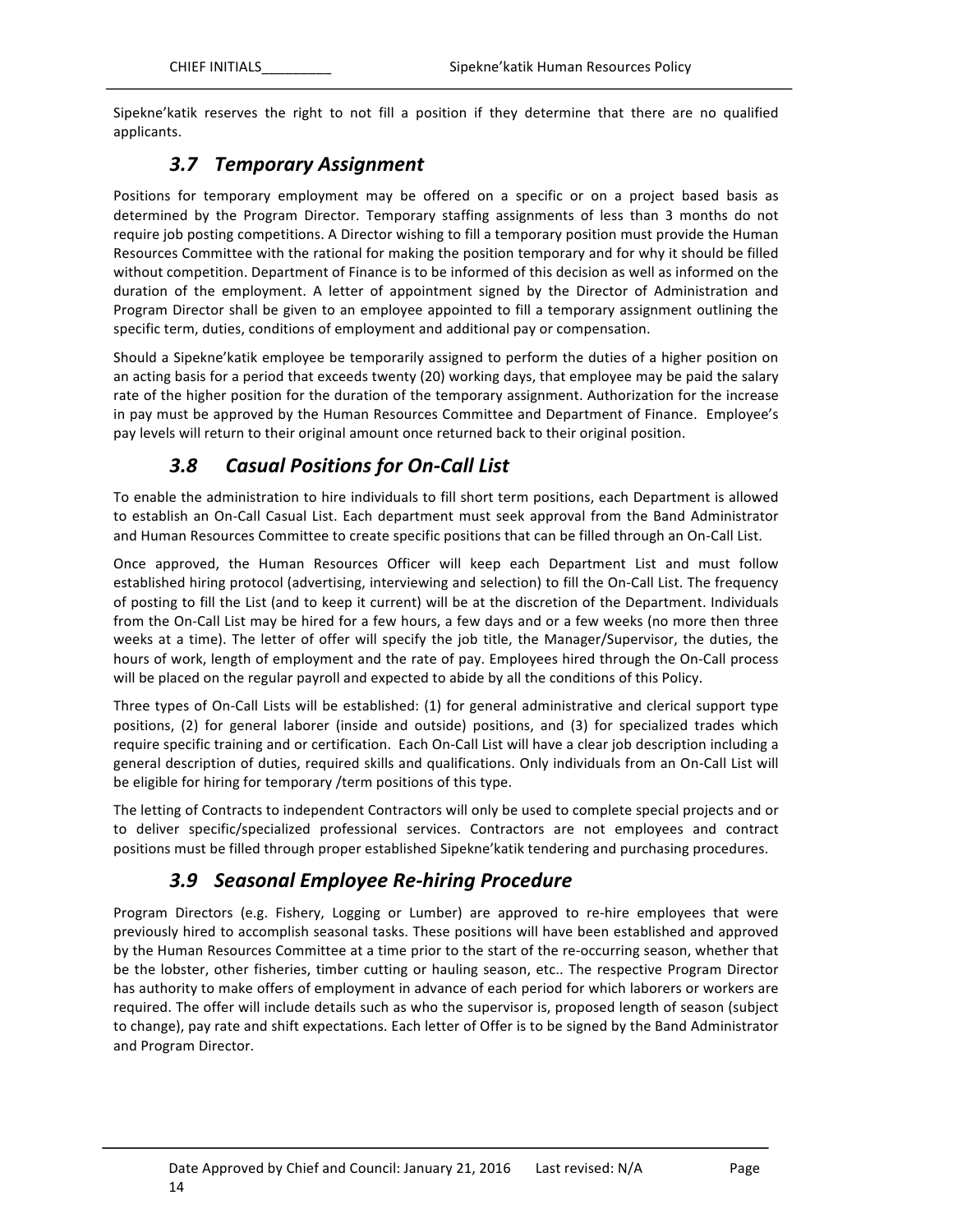Sipekne'katik reserves the right to not fill a position if they determine that there are no qualified applicants.

## *3.7 Temporary Assignment*

Positions for temporary employment may be offered on a specific or on a project based basis as determined by the Program Director. Temporary staffing assignments of less than 3 months do not require job posting competitions. A Director wishing to fill a temporary position must provide the Human Resources Committee with the rational for making the position temporary and for why it should be filled without competition. Department of Finance is to be informed of this decision as well as informed on the duration of the employment. A letter of appointment signed by the Director of Administration and Program Director shall be given to an employee appointed to fill a temporary assignment outlining the specific term, duties, conditions of employment and additional pay or compensation.

Should a Sipekne'katik employee be temporarily assigned to perform the duties of a higher position on an acting basis for a period that exceeds twenty (20) working days, that employee may be paid the salary rate of the higher position for the duration of the temporary assignment. Authorization for the increase in pay must be approved by the Human Resources Committee and Department of Finance. Employee's pay levels will return to their original amount once returned back to their original position.

## *3.8 Casual Positions for On-Call List*

To enable the administration to hire individuals to fill short term positions, each Department is allowed to establish an On-Call Casual List. Each department must seek approval from the Band Administrator and Human Resources Committee to create specific positions that can be filled through an On-Call List.

Once approved, the Human Resources Officer will keep each Department List and must follow established hiring protocol (advertising, interviewing and selection) to fill the On-Call List. The frequency of posting to fill the List (and to keep it current) will be at the discretion of the Department. Individuals from the On-Call List may be hired for a few hours, a few days and or a few weeks (no more then three weeks at a time). The letter of offer will specify the job title, the Manager/Supervisor, the duties, the hours of work, length of employment and the rate of pay. Employees hired through the On-Call process will be placed on the regular payroll and expected to abide by all the conditions of this Policy.

Three types of On-Call Lists will be established: (1) for general administrative and clerical support type positions, (2) for general laborer (inside and outside) positions, and (3) for specialized trades which require specific training and or certification. Each On-Call List will have a clear job description including a general description of duties, required skills and qualifications. Only individuals from an On-Call List will be eligible for hiring for temporary /term positions of this type.

The letting of Contracts to independent Contractors will only be used to complete special projects and or to deliver specific/specialized professional services. Contractors are not employees and contract positions must be filled through proper established Sipekne'katik tendering and purchasing procedures.

## *3.9 Seasonal Employee Re-hiring Procedure*

Program Directors (e.g. Fishery, Logging or Lumber) are approved to re-hire employees that were previously hired to accomplish seasonal tasks. These positions will have been established and approved by the Human Resources Committee at a time prior to the start of the re-occurring season, whether that be the lobster, other fisheries, timber cutting or hauling season, etc.. The respective Program Director has authority to make offers of employment in advance of each period for which laborers or workers are required. The offer will include details such as who the supervisor is, proposed length of season (subject to change), pay rate and shift expectations. Each letter of Offer is to be signed by the Band Administrator and Program Director.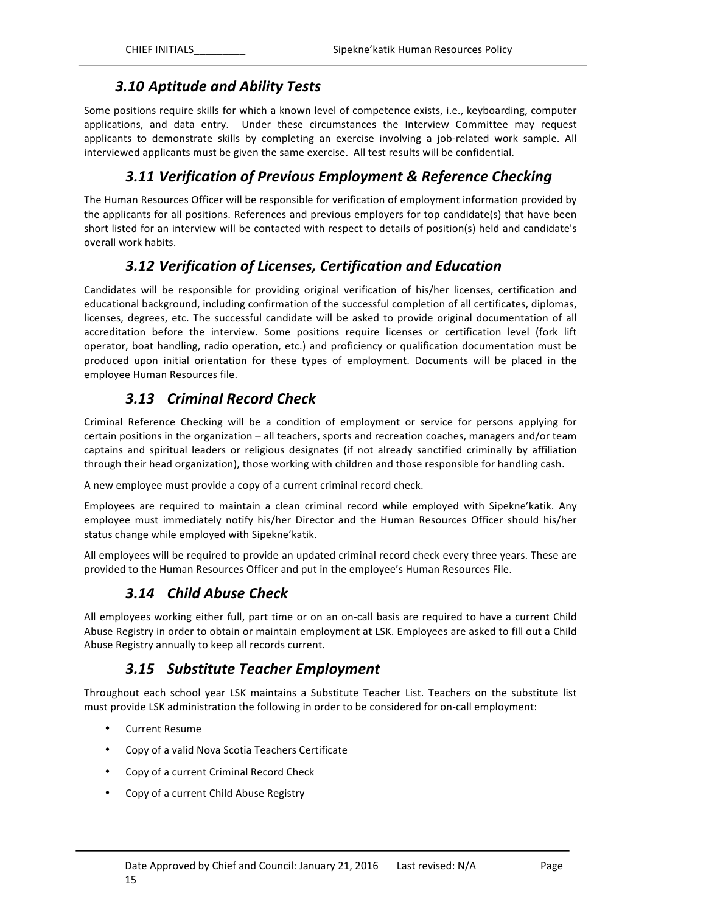### *3.10 Aptitude and Ability Tests*

Some positions require skills for which a known level of competence exists, i.e., keyboarding, computer applications, and data entry. Under these circumstances the Interview Committee may request applicants to demonstrate skills by completing an exercise involving a job-related work sample. All interviewed applicants must be given the same exercise. All test results will be confidential.

### *3.11 Verification of Previous Employment & Reference Checking*

The Human Resources Officer will be responsible for verification of employment information provided by the applicants for all positions. References and previous employers for top candidate(s) that have been short listed for an interview will be contacted with respect to details of position(s) held and candidate's overall work habits.

### *3.12 Verification of Licenses, Certification and Education*

Candidates will be responsible for providing original verification of his/her licenses, certification and educational background, including confirmation of the successful completion of all certificates, diplomas, licenses, degrees, etc. The successful candidate will be asked to provide original documentation of all accreditation before the interview. Some positions require licenses or certification level (fork lift operator, boat handling, radio operation, etc.) and proficiency or qualification documentation must be produced upon initial orientation for these types of employment. Documents will be placed in the employee Human Resources file.

### *3.13 Criminal Record Check*

Criminal Reference Checking will be a condition of employment or service for persons applying for certain positions in the organization – all teachers, sports and recreation coaches, managers and/or team captains and spiritual leaders or religious designates (if not already sanctified criminally by affiliation through their head organization), those working with children and those responsible for handling cash.

A new employee must provide a copy of a current criminal record check.

Employees are required to maintain a clean criminal record while employed with Sipekne'katik. Any employee must immediately notify his/her Director and the Human Resources Officer should his/her status change while employed with Sipekne'katik.

All employees will be required to provide an updated criminal record check every three years. These are provided to the Human Resources Officer and put in the employee's Human Resources File.

### *3.14 Child Abuse Check*

All employees working either full, part time or on an on-call basis are required to have a current Child Abuse Registry in order to obtain or maintain employment at LSK. Employees are asked to fill out a Child Abuse Registry annually to keep all records current.

### *3.15 Substitute Teacher Employment*

Throughout each school year LSK maintains a Substitute Teacher List. Teachers on the substitute list must provide LSK administration the following in order to be considered for on-call employment:

- Current Resume
- Copy of a valid Nova Scotia Teachers Certificate
- Copy of a current Criminal Record Check
- Copy of a current Child Abuse Registry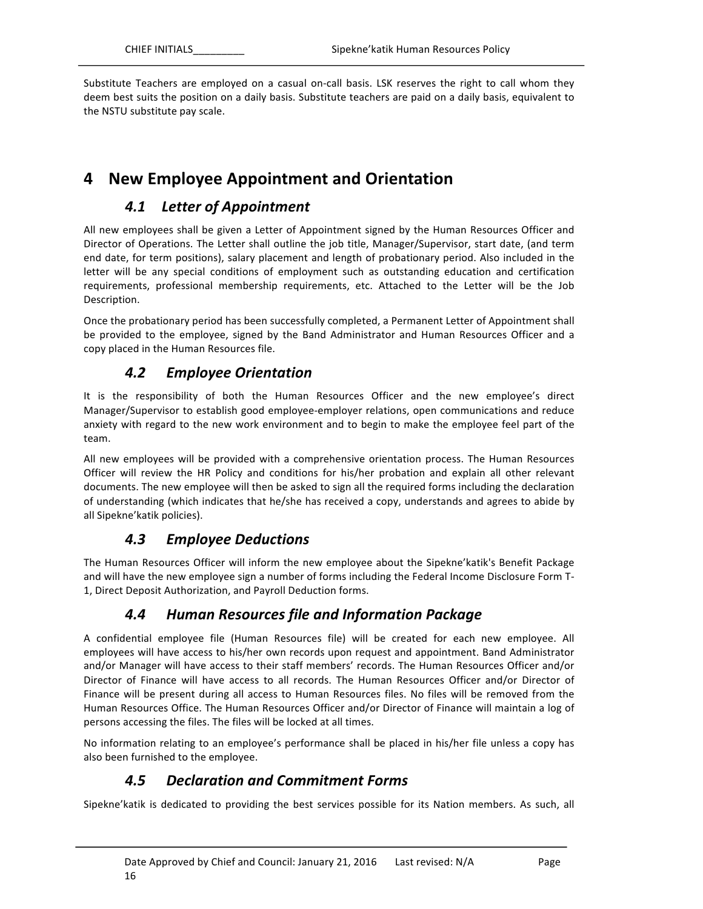Substitute Teachers are employed on a casual on-call basis. LSK reserves the right to call whom they deem best suits the position on a daily basis. Substitute teachers are paid on a daily basis, equivalent to the NSTU substitute pay scale.

# 4 New Employee Appointment and Orientation

## *4.1 Letter of Appointment*

All new employees shall be given a Letter of Appointment signed by the Human Resources Officer and Director of Operations. The Letter shall outline the job title, Manager/Supervisor, start date, (and term end date, for term positions), salary placement and length of probationary period. Also included in the letter will be any special conditions of employment such as outstanding education and certification requirements, professional membership requirements, etc. Attached to the Letter will be the Job Description.

Once the probationary period has been successfully completed, a Permanent Letter of Appointment shall be provided to the employee, signed by the Band Administrator and Human Resources Officer and a copy placed in the Human Resources file.

## *4.2 Employee Orientation*

It is the responsibility of both the Human Resources Officer and the new employee's direct Manager/Supervisor to establish good employee-employer relations, open communications and reduce anxiety with regard to the new work environment and to begin to make the employee feel part of the team.

All new employees will be provided with a comprehensive orientation process. The Human Resources Officer will review the HR Policy and conditions for his/her probation and explain all other relevant documents. The new employee will then be asked to sign all the required forms including the declaration of understanding (which indicates that he/she has received a copy, understands and agrees to abide by all Sipekne'katik policies).

## *4.3 Employee Deductions*

The Human Resources Officer will inform the new employee about the Sipekne'katik's Benefit Package and will have the new employee sign a number of forms including the Federal Income Disclosure Form T-1, Direct Deposit Authorization, and Payroll Deduction forms.

## *4.4 Human Resources file and Information Package*

A confidential employee file (Human Resources file) will be created for each new employee. All employees will have access to his/her own records upon request and appointment. Band Administrator and/or Manager will have access to their staff members' records. The Human Resources Officer and/or Director of Finance will have access to all records. The Human Resources Officer and/or Director of Finance will be present during all access to Human Resources files. No files will be removed from the Human Resources Office. The Human Resources Officer and/or Director of Finance will maintain a log of persons accessing the files. The files will be locked at all times.

No information relating to an employee's performance shall be placed in his/her file unless a copy has also been furnished to the employee.

## *4.5 Declaration and Commitment Forms*

Sipekne'katik is dedicated to providing the best services possible for its Nation members. As such, all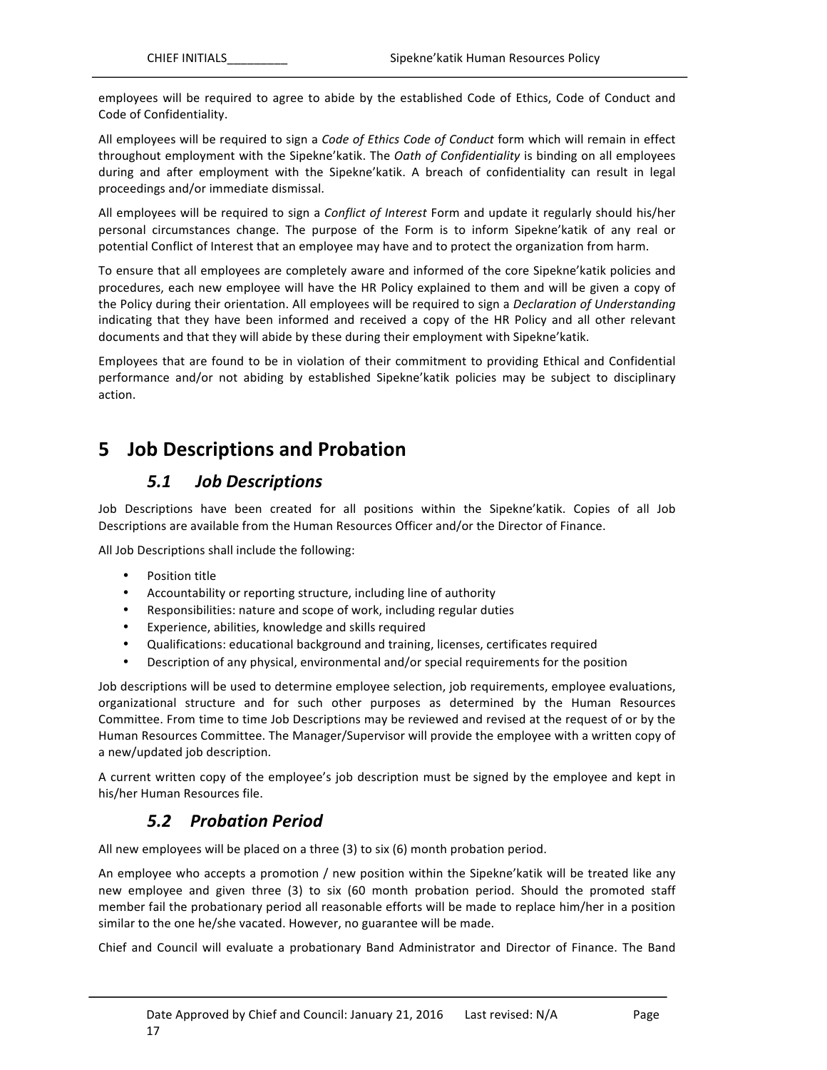employees will be required to agree to abide by the established Code of Ethics, Code of Conduct and Code of Confidentiality.

All employees will be required to sign a *Code of Ethics Code of Conduct* form which will remain in effect throughout employment with the Sipekne'katik. The *Oath of Confidentiality* is binding on all employees during and after employment with the Sipekne'katik. A breach of confidentiality can result in legal proceedings and/or immediate dismissal.

All employees will be required to sign a *Conflict of Interest* Form and update it regularly should his/her personal circumstances change. The purpose of the Form is to inform Sipekne'katik of any real or potential Conflict of Interest that an employee may have and to protect the organization from harm.

To ensure that all employees are completely aware and informed of the core Sipekne'katik policies and procedures, each new employee will have the HR Policy explained to them and will be given a copy of the Policy during their orientation. All employees will be required to sign a *Declaration of Understanding* indicating that they have been informed and received a copy of the HR Policy and all other relevant documents and that they will abide by these during their employment with Sipekne'katik.

Employees that are found to be in violation of their commitment to providing Ethical and Confidential performance and/or not abiding by established Sipekne'katik policies may be subject to disciplinary action.

# 5 Job Descriptions and Probation

## *5.1 Job Descriptions*

Job Descriptions have been created for all positions within the Sipekne'katik. Copies of all Job Descriptions are available from the Human Resources Officer and/or the Director of Finance.

All Job Descriptions shall include the following:

- Position title
- Accountability or reporting structure, including line of authority
- Responsibilities: nature and scope of work, including regular duties
- Experience, abilities, knowledge and skills required
- Qualifications: educational background and training, licenses, certificates required
- Description of any physical, environmental and/or special requirements for the position

Job descriptions will be used to determine employee selection, job requirements, employee evaluations, organizational structure and for such other purposes as determined by the Human Resources Committee. From time to time Job Descriptions may be reviewed and revised at the request of or by the Human Resources Committee. The Manager/Supervisor will provide the employee with a written copy of a new/updated job description.

A current written copy of the employee's job description must be signed by the employee and kept in his/her Human Resources file.

## *5.2 Probation Period*

All new employees will be placed on a three (3) to six (6) month probation period.

An employee who accepts a promotion / new position within the Sipekne'katik will be treated like any new employee and given three (3) to six (60 month probation period. Should the promoted staff member fail the probationary period all reasonable efforts will be made to replace him/her in a position similar to the one he/she vacated. However, no guarantee will be made.

Chief and Council will evaluate a probationary Band Administrator and Director of Finance. The Band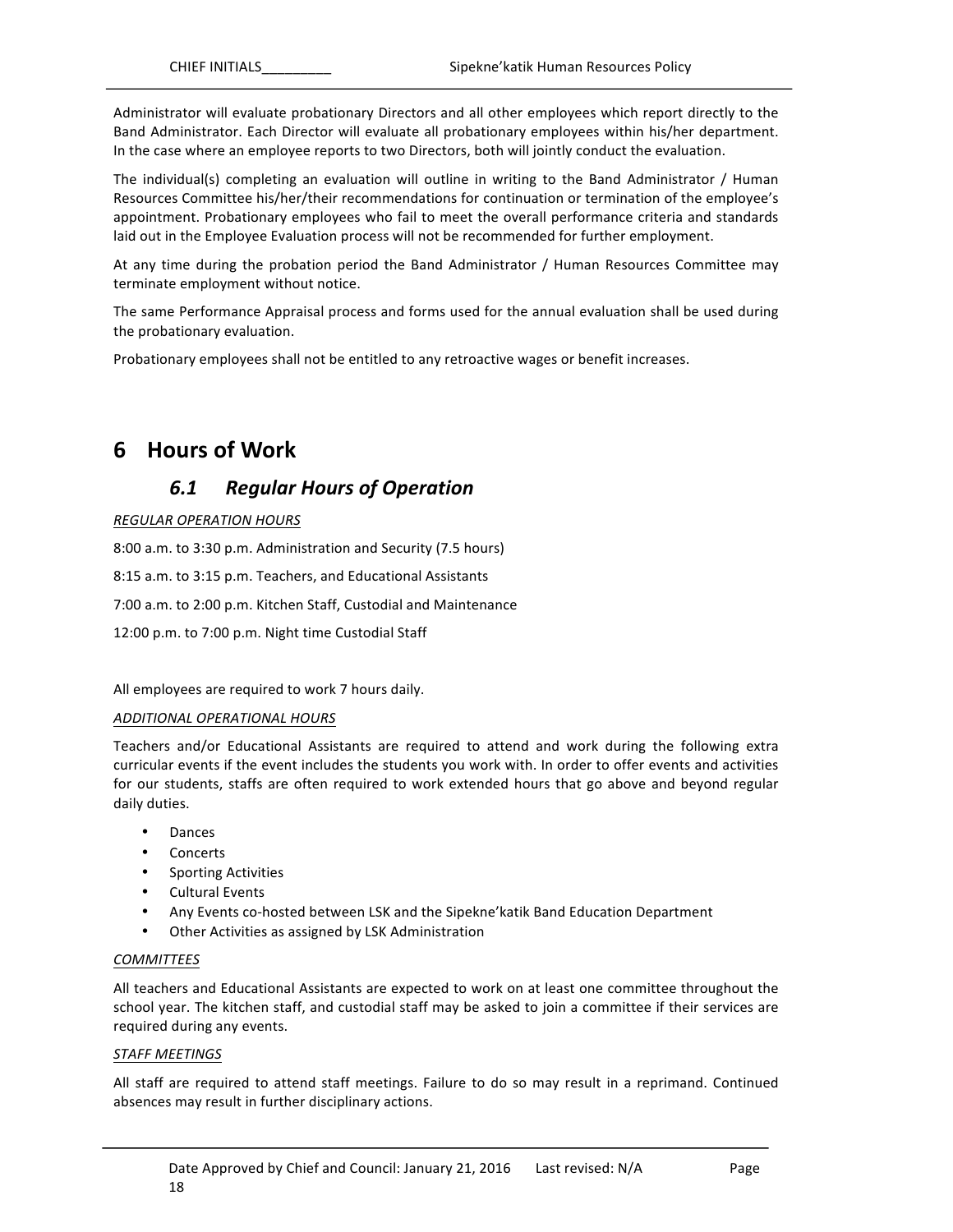Administrator will evaluate probationary Directors and all other employees which report directly to the Band Administrator. Each Director will evaluate all probationary employees within his/her department. In the case where an employee reports to two Directors, both will jointly conduct the evaluation.

The individual(s) completing an evaluation will outline in writing to the Band Administrator / Human Resources Committee his/her/their recommendations for continuation or termination of the employee's appointment. Probationary employees who fail to meet the overall performance criteria and standards laid out in the Employee Evaluation process will not be recommended for further employment.

At any time during the probation period the Band Administrator / Human Resources Committee may terminate employment without notice.

The same Performance Appraisal process and forms used for the annual evaluation shall be used during the probationary evaluation.

Probationary employees shall not be entitled to any retroactive wages or benefit increases.

# 6 Hours of Work

## *6.1 Regular Hours of Operation*

*REGULAR OPERATION HOURS*

8:00 a.m. to 3:30 p.m. Administration and Security (7.5 hours)

8:15 a.m. to 3:15 p.m. Teachers, and Educational Assistants

7:00 a.m. to 2:00 p.m. Kitchen Staff, Custodial and Maintenance

12:00 p.m. to 7:00 p.m. Night time Custodial Staff

All employees are required to work 7 hours daily.

*ADDITIONAL OPERATIONAL HOURS*

Teachers and/or Educational Assistants are required to attend and work during the following extra curricular events if the event includes the students you work with. In order to offer events and activities for our students, staffs are often required to work extended hours that go above and beyond regular daily duties.

- Dances
- Concerts
- Sporting Activities
- Cultural Events
- Any Events co-hosted between LSK and the Sipekne'katik Band Education Department
- Other Activities as assigned by LSK Administration

*COMMITTEES*

All teachers and Educational Assistants are expected to work on at least one committee throughout the school year. The kitchen staff, and custodial staff may be asked to join a committee if their services are required during any events.

*STAFF MEETINGS*

All staff are required to attend staff meetings. Failure to do so may result in a reprimand. Continued absences may result in further disciplinary actions.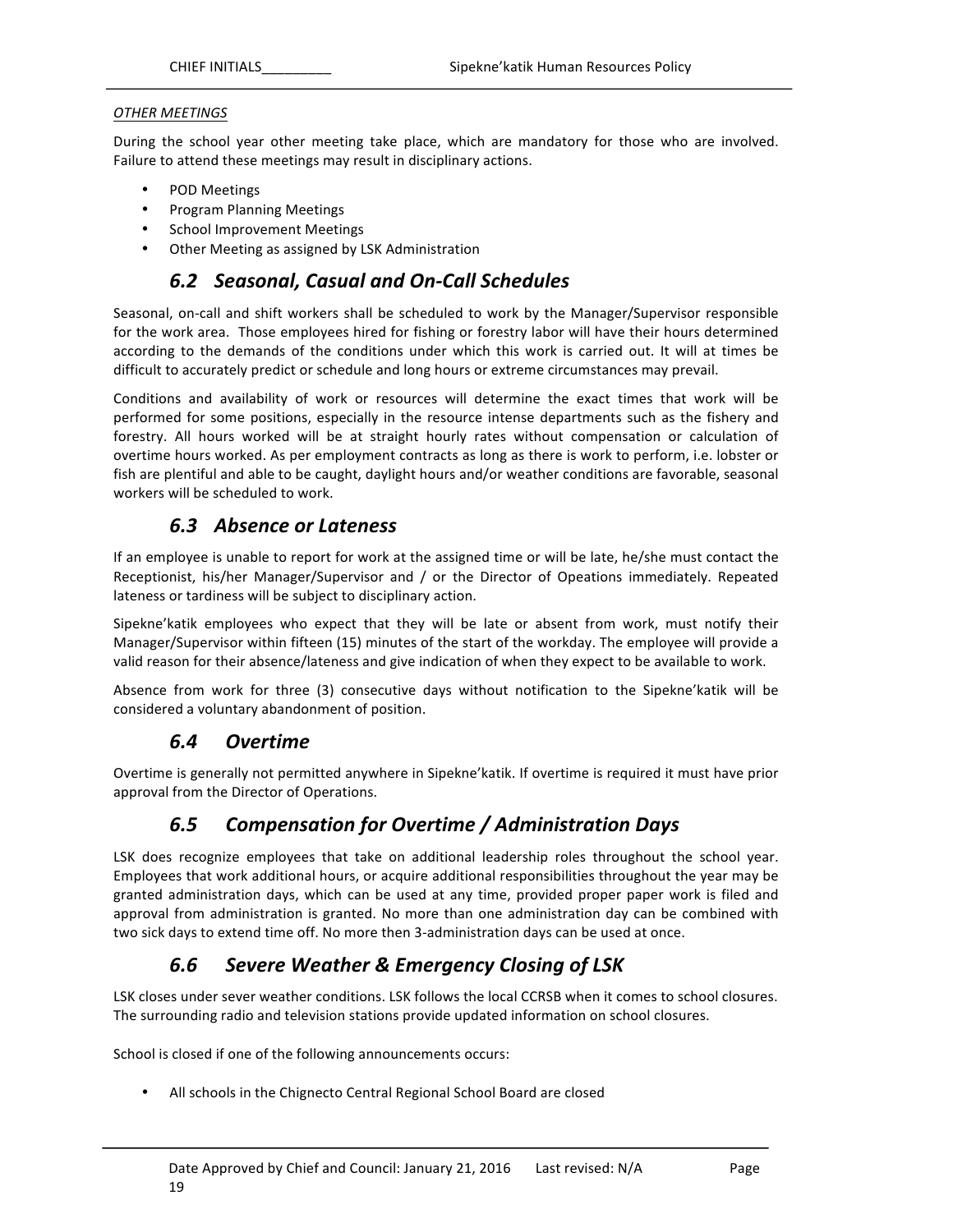*OTHER MEETINGS*

During the school year other meeting take place, which are mandatory for those who are involved. Failure to attend these meetings may result in disciplinary actions.

- POD Meetings
- Program Planning Meetings
- School Improvement Meetings
- Other Meeting as assigned by LSK Administration

## *6.2 Seasonal, Casual and On-Call Schedules*

Seasonal, on-call and shift workers shall be scheduled to work by the Manager/Supervisor responsible for the work area. Those employees hired for fishing or forestry labor will have their hours determined according to the demands of the conditions under which this work is carried out. It will at times be difficult to accurately predict or schedule and long hours or extreme circumstances may prevail.

Conditions and availability of work or resources will determine the exact times that work will be performed for some positions, especially in the resource intense departments such as the fishery and forestry. All hours worked will be at straight hourly rates without compensation or calculation of overtime hours worked. As per employment contracts as long as there is work to perform, i.e. lobster or fish are plentiful and able to be caught, daylight hours and/or weather conditions are favorable, seasonal workers will be scheduled to work.

## *6.3 Absence or Lateness*

If an employee is unable to report for work at the assigned time or will be late, he/she must contact the Receptionist, his/her Manager/Supervisor and / or the Director of Opeations immediately. Repeated lateness or tardiness will be subject to disciplinary action.

Sipekne'katik employees who expect that they will be late or absent from work, must notify their Manager/Supervisor within fifteen (15) minutes of the start of the workday. The employee will provide a valid reason for their absence/lateness and give indication of when they expect to be available to work.

Absence from work for three (3) consecutive days without notification to the Sipekne'katik will be considered a voluntary abandonment of position.

## *6.4 Overtime*

Overtime is generally not permitted anywhere in Sipekne'katik. If overtime is required it must have prior approval from the Director of Operations.

## *6.5 Compensation for Overtime / Administration Days*

LSK does recognize employees that take on additional leadership roles throughout the school year. Employees that work additional hours, or acquire additional responsibilities throughout the year may be granted administration days, which can be used at any time, provided proper paper work is filed and approval from administration is granted. No more than one administration day can be combined with two sick days to extend time off. No more then 3-administration days can be used at once.

## *6.6 Severe Weather & Emergency Closing of LSK*

LSK closes under sever weather conditions. LSK follows the local CCRSB when it comes to school closures. The surrounding radio and television stations provide updated information on school closures.

School is closed if one of the following announcements occurs:

- All schools in the Chignecto Central Regional School Board are closed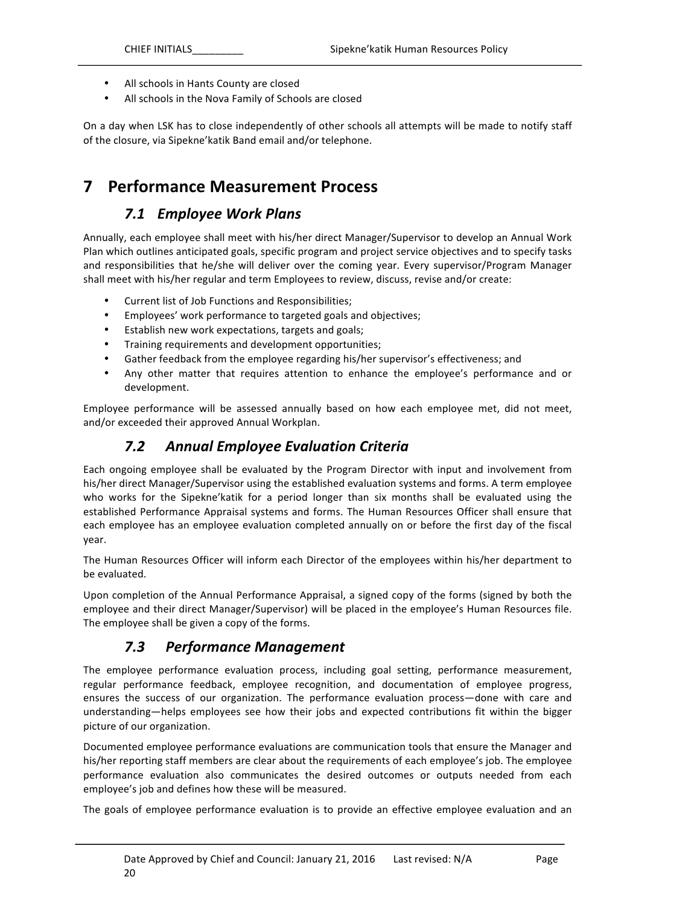- All schools in Hants County are closed
- All schools in the Nova Family of Schools are closed

On a day when LSK has to close independently of other schools all attempts will be made to notify staff of the closure, via Sipekne'katik Band email and/or telephone.

# 7 Performance Measurement Process

## *7.1 Employee Work Plans*

Annually, each employee shall meet with his/her direct Manager/Supervisor to develop an Annual Work Plan which outlines anticipated goals, specific program and project service objectives and to specify tasks and responsibilities that he/she will deliver over the coming year. Every supervisor/Program Manager shall meet with his/her regular and term Employees to review, discuss, revise and/or create:

- Current list of Job Functions and Responsibilities;
- Employees' work performance to targeted goals and objectives;
- Establish new work expectations, targets and goals;
- Training requirements and development opportunities;
- Gather feedback from the employee regarding his/her supervisor's effectiveness; and
- Any other matter that requires attention to enhance the employee's performance and or development.

Employee performance will be assessed annually based on how each employee met, did not meet, and/or exceeded their approved Annual Workplan.

## *7.2 Annual Employee Evaluation Criteria*

Each ongoing employee shall be evaluated by the Program Director with input and involvement from his/her direct Manager/Supervisor using the established evaluation systems and forms. A term employee who works for the Sipekne'katik for a period longer than six months shall be evaluated using the established Performance Appraisal systems and forms. The Human Resources Officer shall ensure that each employee has an employee evaluation completed annually on or before the first day of the fiscal year.

The Human Resources Officer will inform each Director of the employees within his/her department to be evaluated.

Upon completion of the Annual Performance Appraisal, a signed copy of the forms (signed by both the employee and their direct Manager/Supervisor) will be placed in the employee's Human Resources file. The employee shall be given a copy of the forms.

## *7.3 Performance Management*

The employee performance evaluation process, including goal setting, performance measurement, regular performance feedback, employee recognition, and documentation of employee progress, ensures the success of our organization. The performance evaluation process—done with care and understanding—helps employees see how their jobs and expected contributions fit within the bigger picture of our organization.

Documented employee performance evaluations are communication tools that ensure the Manager and his/her reporting staff members are clear about the requirements of each employee's job. The employee performance evaluation also communicates the desired outcomes or outputs needed from each employee's job and defines how these will be measured.

The goals of employee performance evaluation is to provide an effective employee evaluation and an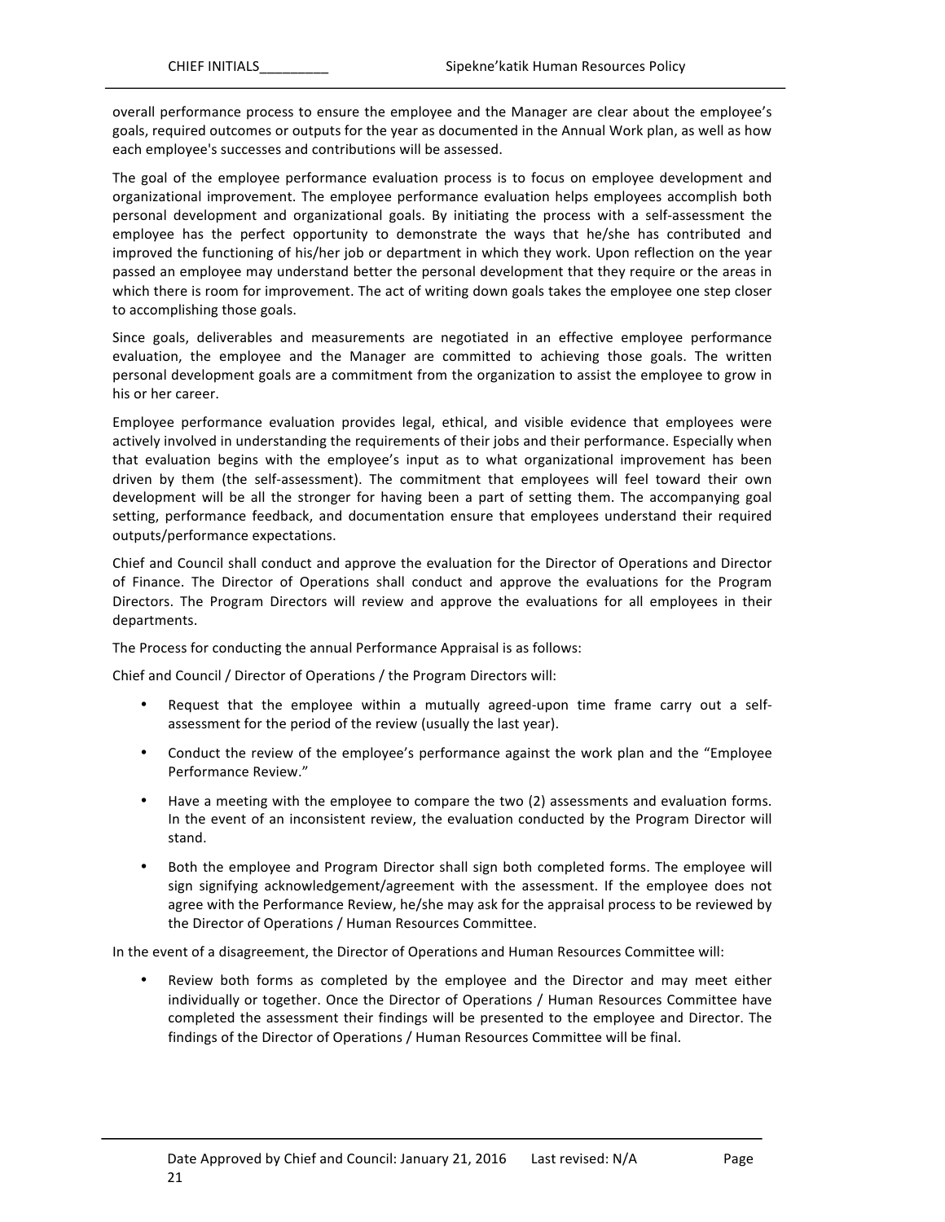overall performance process to ensure the employee and the Manager are clear about the employee's goals, required outcomes or outputs for the year as documented in the Annual Work plan, as well as how each employee's successes and contributions will be assessed.

The goal of the employee performance evaluation process is to focus on employee development and organizational improvement. The employee performance evaluation helps employees accomplish both personal development and organizational goals. By initiating the process with a self-assessment the employee has the perfect opportunity to demonstrate the ways that he/she has contributed and improved the functioning of his/her job or department in which they work. Upon reflection on the year passed an employee may understand better the personal development that they require or the areas in which there is room for improvement. The act of writing down goals takes the employee one step closer to accomplishing those goals.

Since goals, deliverables and measurements are negotiated in an effective employee performance evaluation, the employee and the Manager are committed to achieving those goals. The written personal development goals are a commitment from the organization to assist the employee to grow in his or her career.

Employee performance evaluation provides legal, ethical, and visible evidence that employees were actively involved in understanding the requirements of their jobs and their performance. Especially when that evaluation begins with the employee's input as to what organizational improvement has been driven by them (the self-assessment). The commitment that employees will feel toward their own development will be all the stronger for having been a part of setting them. The accompanying goal setting, performance feedback, and documentation ensure that employees understand their required outputs/performance expectations.

Chief and Council shall conduct and approve the evaluation for the Director of Operations and Director of Finance. The Director of Operations shall conduct and approve the evaluations for the Program Directors. The Program Directors will review and approve the evaluations for all employees in their departments.

The Process for conducting the annual Performance Appraisal is as follows:

Chief and Council / Director of Operations / the Program Directors will:

- Request that the employee within a mutually agreed-upon time frame carry out a self-assessment for the period of the review (usually the last year).
- Conduct the review of the employee's performance against the work plan and the "Employee Performance Review."
- Have a meeting with the employee to compare the two (2) assessments and evaluation forms. In the event of an inconsistent review, the evaluation conducted by the Program Director will stand.
- Both the employee and Program Director shall sign both completed forms. The employee will sign signifying acknowledgement/agreement with the assessment. If the employee does not agree with the Performance Review, he/she may ask for the appraisal process to be reviewed by the Director of Operations / Human Resources Committee.

In the event of a disagreement, the Director of Operations and Human Resources Committee will:

- Review both forms as completed by the employee and the Director and may meet either individually or together. Once the Director of Operations / Human Resources Committee have completed the assessment their findings will be presented to the employee and Director. The findings of the Director of Operations / Human Resources Committee will be final.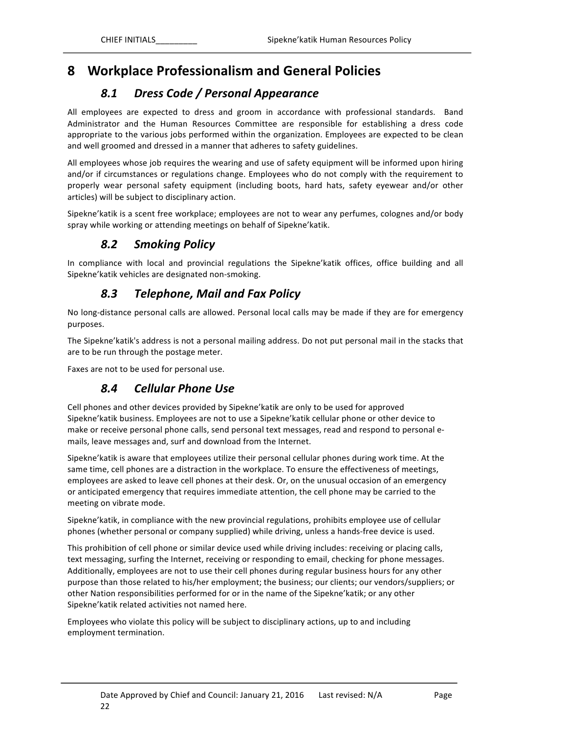# 8 Workplace Professionalism and General Policies

## 8.1 Dress Code / Personal Appearance

All employees are expected to dress and groom in accordance with professional standards. Band Administrator and the Human Resources Committee are responsible for establishing a dress code appropriate to the various jobs performed within the organization. Employees are expected to be clean and well groomed and dressed in a manner that adheres to safety guidelines.

All employees whose job requires the wearing and use of safety equipment will be informed upon hiring and/or if circumstances or regulations change. Employees who do not comply with the requirement to properly wear personal safety equipment (including boots, hard hats, safety eyewear and/or other articles) will be subject to disciplinary action.

Sipekne'katik is a scent free workplace; employees are not to wear any perfumes, colognes and/or body spray while working or attending meetings on behalf of Sipekne'katik.

## 8.2 Smoking Policy

In compliance with local and provincial regulations the Sipekne'katik offices, office building and all Sipekne'katik vehicles are designated non-smoking.

## 8.3 Telephone, Mail and Fax Policy

No long-distance personal calls are allowed. Personal local calls may be made if they are for emergency purposes.

The Sipekne'katik's address is not a personal mailing address. Do not put personal mail in the stacks that are to be run through the postage meter.

Faxes are not to be used for personal use.

## 8.4 Cellular Phone Use

Cell phones and other devices provided by Sipekne'katik are only to be used for approved Sipekne'katik business. Employees are not to use a Sipekne'katik cellular phone or other device to make or receive personal phone calls, send personal text messages, read and respond to personal e-mails, leave messages and, surf and download from the Internet.

Sipekne'katik is aware that employees utilize their personal cellular phones during work time. At the same time, cell phones are a distraction in the workplace. To ensure the effectiveness of meetings, employees are asked to leave cell phones at their desk. Or, on the unusual occasion of an emergency or anticipated emergency that requires immediate attention, the cell phone may be carried to the meeting on vibrate mode.

Sipekne'katik, in compliance with the new provincial regulations, prohibits employee use of cellular phones (whether personal or company supplied) while driving, unless a hands-free device is used.

This prohibition of cell phone or similar device used while driving includes: receiving or placing calls, text messaging, surfing the Internet, receiving or responding to email, checking for phone messages. Additionally, employees are not to use their cell phones during regular business hours for any other purpose than those related to his/her employment; the business; our clients; our vendors/suppliers; or other Nation responsibilities performed for or in the name of the Sipekne'katik; or any other Sipekne'katik related activities not named here.

Employees who violate this policy will be subject to disciplinary actions, up to and including employment termination.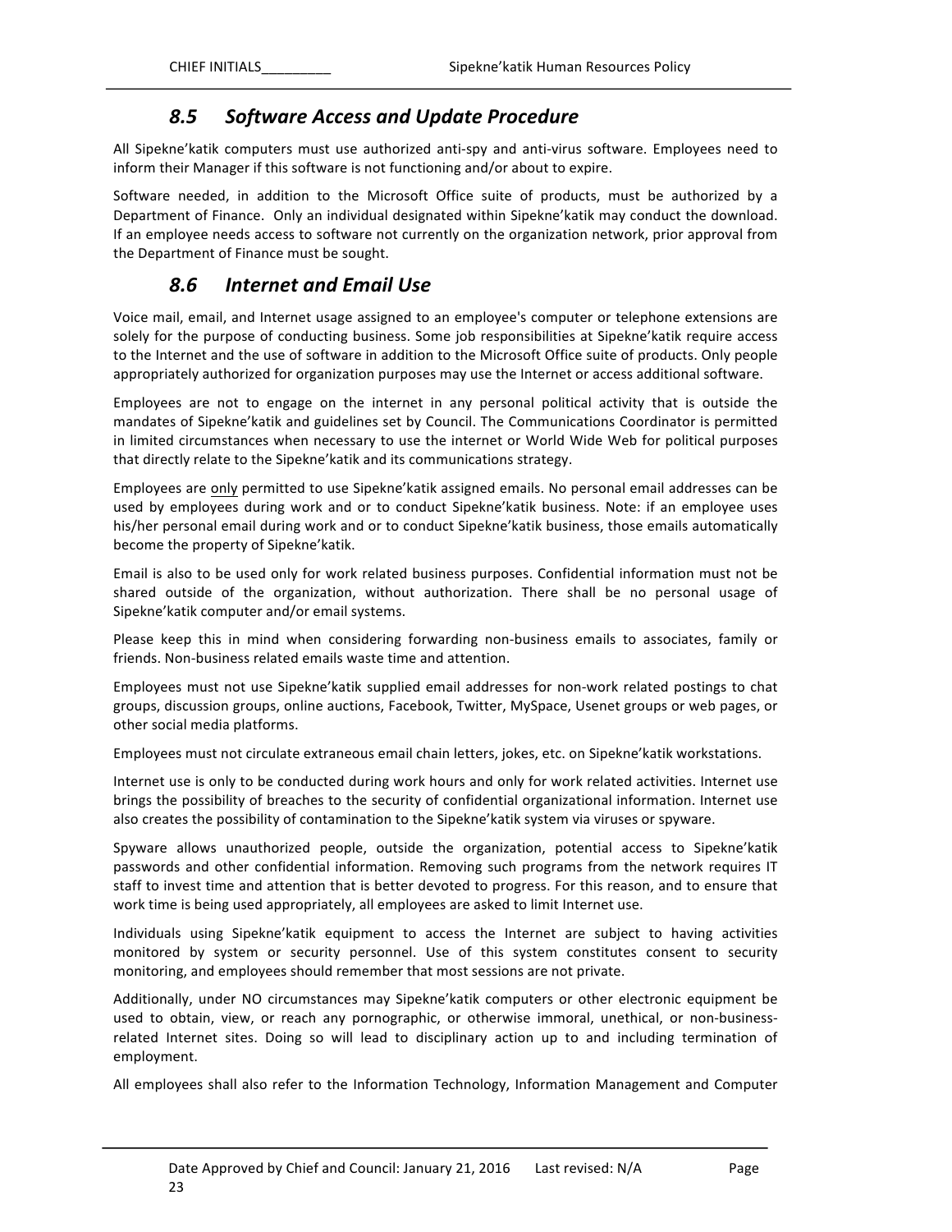## *8.5 Software Access and Update Procedure*

All Sipekne'katik computers must use authorized anti-spy and anti-virus software. Employees need to inform their Manager if this software is not functioning and/or about to expire.

Software needed, in addition to the Microsoft Office suite of products, must be authorized by a Department of Finance. Only an individual designated within Sipekne'katik may conduct the download. If an employee needs access to software not currently on the organization network, prior approval from the Department of Finance must be sought.

## *8.6 Internet and Email Use*

Voice mail, email, and Internet usage assigned to an employee's computer or telephone extensions are solely for the purpose of conducting business. Some job responsibilities at Sipekne'katik require access to the Internet and the use of software in addition to the Microsoft Office suite of products. Only people appropriately authorized for organization purposes may use the Internet or access additional software.

Employees are not to engage on the internet in any personal political activity that is outside the mandates of Sipekne'katik and guidelines set by Council. The Communications Coordinator is permitted in limited circumstances when necessary to use the internet or World Wide Web for political purposes that directly relate to the Sipekne'katik and its communications strategy.

Employees are <u>only</u> permitted to use Sipekne'katik assigned emails. No personal email addresses can be used by employees during work and or to conduct Sipekne'katik business. Note: if an employee uses his/her personal email during work and or to conduct Sipekne'katik business, those emails automatically become the property of Sipekne'katik.

Email is also to be used only for work related business purposes. Confidential information must not be shared outside of the organization, without authorization. There shall be no personal usage of Sipekne'katik computer and/or email systems.

Please keep this in mind when considering forwarding non-business emails to associates, family or friends. Non-business related emails waste time and attention.

Employees must not use Sipekne'katik supplied email addresses for non-work related postings to chat groups, discussion groups, online auctions, Facebook, Twitter, MySpace, Usenet groups or web pages, or other social media platforms.

Employees must not circulate extraneous email chain letters, jokes, etc. on Sipekne'katik workstations.

Internet use is only to be conducted during work hours and only for work related activities. Internet use brings the possibility of breaches to the security of confidential organizational information. Internet use also creates the possibility of contamination to the Sipekne'katik system via viruses or spyware.

Spyware allows unauthorized people, outside the organization, potential access to Sipekne'katik passwords and other confidential information. Removing such programs from the network requires IT staff to invest time and attention that is better devoted to progress. For this reason, and to ensure that work time is being used appropriately, all employees are asked to limit Internet use.

Individuals using Sipekne'katik equipment to access the Internet are subject to having activities monitored by system or security personnel. Use of this system constitutes consent to security monitoring, and employees should remember that most sessions are not private.

Additionally, under NO circumstances may Sipekne'katik computers or other electronic equipment be used to obtain, view, or reach any pornographic, or otherwise immoral, unethical, or non-business-related Internet sites. Doing so will lead to disciplinary action up to and including termination of employment.

All employees shall also refer to the Information Technology, Information Management and Computer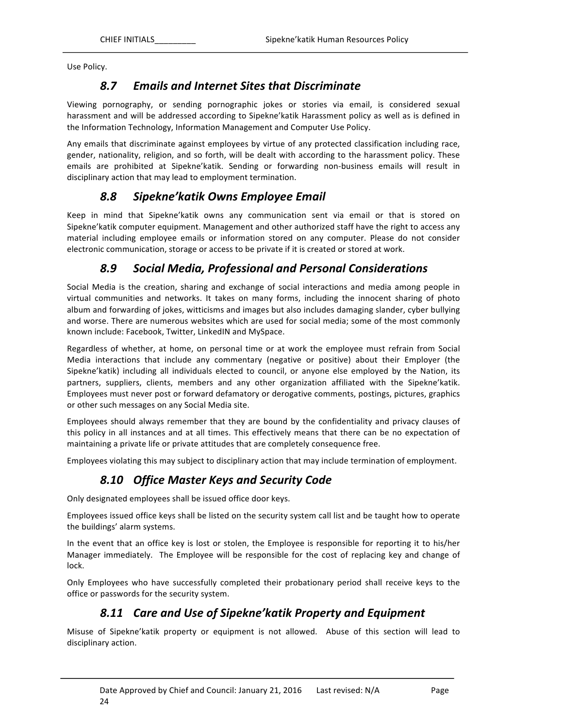Use Policy.

## 8.7 Emails and Internet Sites that Discriminate

Viewing pornography, or sending pornographic jokes or stories via email, is considered sexual harassment and will be addressed according to Sipekne'katik Harassment policy as well as is defined in the Information Technology, Information Management and Computer Use Policy.

Any emails that discriminate against employees by virtue of any protected classification including race, gender, nationality, religion, and so forth, will be dealt with according to the harassment policy. These emails are prohibited at Sipekne'katik. Sending or forwarding non-business emails will result in disciplinary action that may lead to employment termination.

## 8.8 Sipekne'katik Owns Employee Email

Keep in mind that Sipekne'katik owns any communication sent via email or that is stored on Sipekne'katik computer equipment. Management and other authorized staff have the right to access any material including employee emails or information stored on any computer. Please do not consider electronic communication, storage or access to be private if it is created or stored at work.

## 8.9 Social Media, Professional and Personal Considerations

Social Media is the creation, sharing and exchange of social interactions and media among people in virtual communities and networks. It takes on many forms, including the innocent sharing of photo album and forwarding of jokes, witticisms and images but also includes damaging slander, cyber bullying and worse. There are numerous websites which are used for social media; some of the most commonly known include: Facebook, Twitter, LinkedIN and MySpace.

Regardless of whether, at home, on personal time or at work the employee must refrain from Social Media interactions that include any commentary (negative or positive) about their Employer (the Sipekne'katik) including all individuals elected to council, or anyone else employed by the Nation, its partners, suppliers, clients, members and any other organization affiliated with the Sipekne'katik. Employees must never post or forward defamatory or derogative comments, postings, pictures, graphics or other such messages on any Social Media site.

Employees should always remember that they are bound by the confidentiality and privacy clauses of this policy in all instances and at all times. This effectively means that there can be no expectation of maintaining a private life or private attitudes that are completely consequence free.

Employees violating this may subject to disciplinary action that may include termination of employment.

## 8.10 Office Master Keys and Security Code

Only designated employees shall be issued office door keys.

Employees issued office keys shall be listed on the security system call list and be taught how to operate the buildings' alarm systems.

In the event that an office key is lost or stolen, the Employee is responsible for reporting it to his/her Manager immediately. The Employee will be responsible for the cost of replacing key and change of lock.

Only Employees who have successfully completed their probationary period shall receive keys to the office or passwords for the security system.

## 8.11 Care and Use of Sipekne'katik Property and Equipment

Misuse of Sipekne'katik property or equipment is not allowed. Abuse of this section will lead to disciplinary action.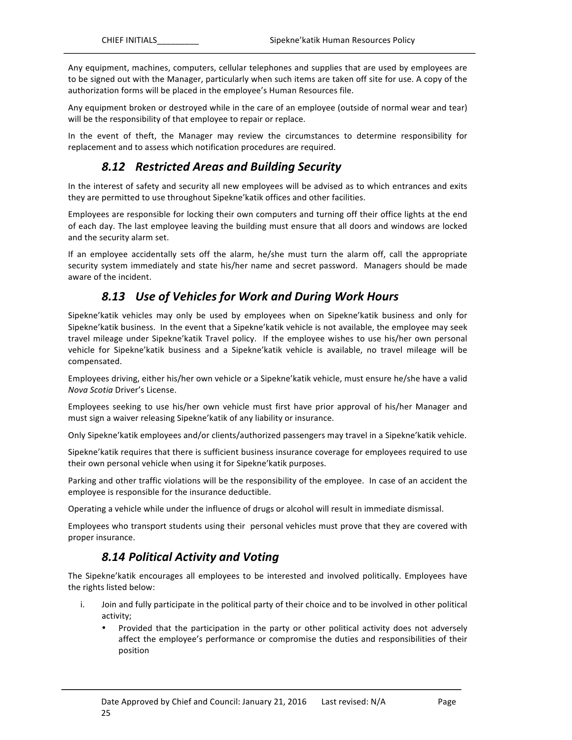Any equipment, machines, computers, cellular telephones and supplies that are used by employees are to be signed out with the Manager, particularly when such items are taken off site for use. A copy of the authorization forms will be placed in the employee's Human Resources file.

Any equipment broken or destroyed while in the care of an employee (outside of normal wear and tear) will be the responsibility of that employee to repair or replace.

In the event of theft, the Manager may review the circumstances to determine responsibility for replacement and to assess which notification procedures are required.

## *8.12 Restricted Areas and Building Security*

In the interest of safety and security all new employees will be advised as to which entrances and exits they are permitted to use throughout Sipekne'katik offices and other facilities.

Employees are responsible for locking their own computers and turning off their office lights at the end of each day. The last employee leaving the building must ensure that all doors and windows are locked and the security alarm set.

If an employee accidentally sets off the alarm, he/she must turn the alarm off, call the appropriate security system immediately and state his/her name and secret password. Managers should be made aware of the incident.

## *8.13 Use of Vehicles for Work and During Work Hours*

Sipekne'katik vehicles may only be used by employees when on Sipekne'katik business and only for Sipekne'katik business. In the event that a Sipekne'katik vehicle is not available, the employee may seek travel mileage under Sipekne'katik Travel policy. If the employee wishes to use his/her own personal vehicle for Sipekne'katik business and a Sipekne'katik vehicle is available, no travel mileage will be compensated.

Employees driving, either his/her own vehicle or a Sipekne'katik vehicle, must ensure he/she have a valid *Nova Scotia* Driver's License.

Employees seeking to use his/her own vehicle must first have prior approval of his/her Manager and must sign a waiver releasing Sipekne'katik of any liability or insurance.

Only Sipekne'katik employees and/or clients/authorized passengers may travel in a Sipekne'katik vehicle.

Sipekne'katik requires that there is sufficient business insurance coverage for employees required to use their own personal vehicle when using it for Sipekne'katik purposes.

Parking and other traffic violations will be the responsibility of the employee. In case of an accident the employee is responsible for the insurance deductible.

Operating a vehicle while under the influence of drugs or alcohol will result in immediate dismissal.

Employees who transport students using their personal vehicles must prove that they are covered with proper insurance.

## *8.14 Political Activity and Voting*

The Sipekne'katik encourages all employees to be interested and involved politically. Employees have the rights listed below:

i. Join and fully participate in the political party of their choice and to be involved in other political activity;
   - Provided that the participation in the party or other political activity does not adversely affect the employee's performance or compromise the duties and responsibilities of their position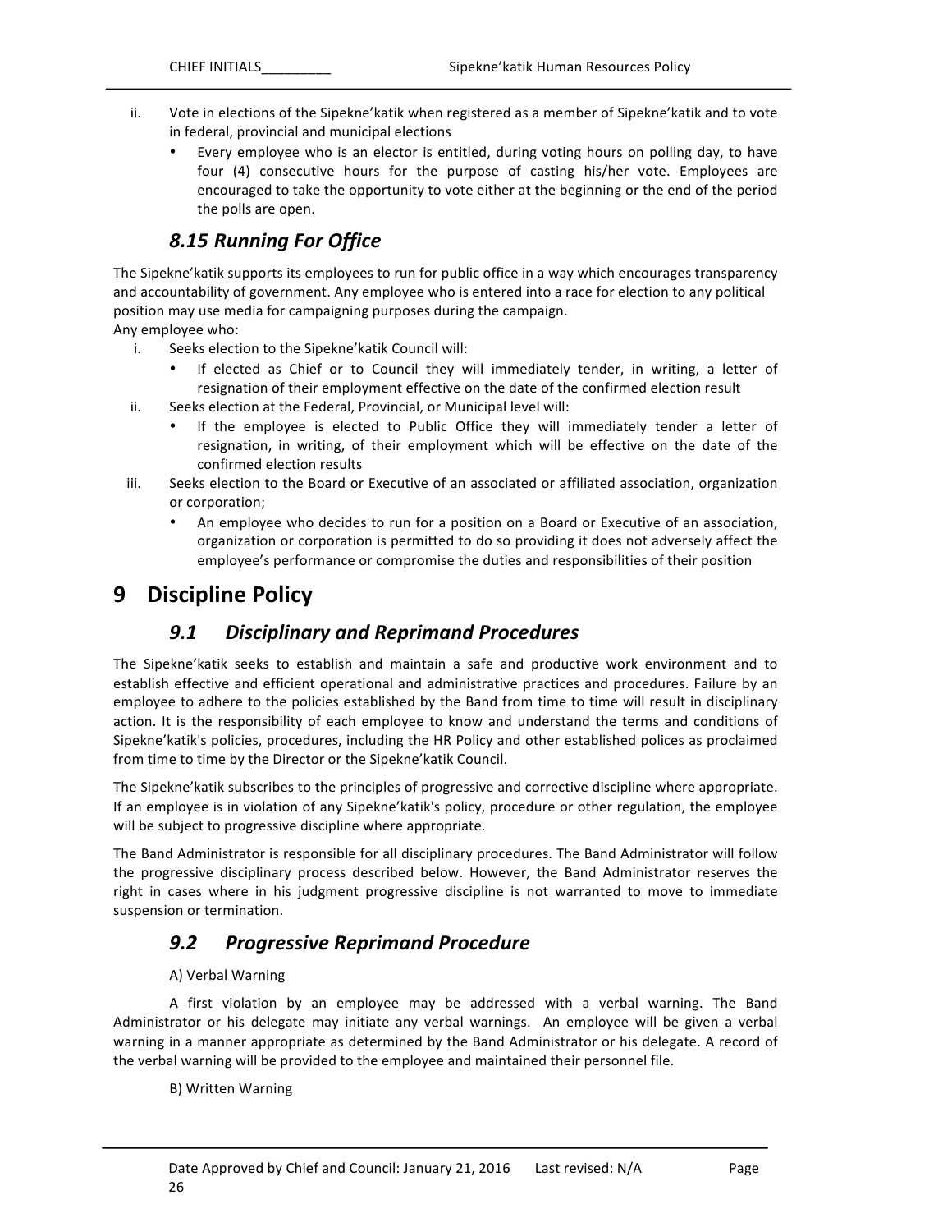ii. Vote in elections of the Sipekne'katik when registered as a member of Sipekne'katik and to vote in federal, provincial and municipal elections
   - Every employee who is an elector is entitled, during voting hours on polling day, to have four (4) consecutive hours for the purpose of casting his/her vote. Employees are encouraged to take the opportunity to vote either at the beginning or the end of the period the polls are open.

### *8.15 Running For Office*

The Sipekne'katik supports its employees to run for public office in a way which encourages transparency and accountability of government. Any employee who is entered into a race for election to any political position may use media for campaigning purposes during the campaign.
Any employee who:

i. Seeks election to the Sipekne'katik Council will:
   - If elected as Chief or to Council they will immediately tender, in writing, a letter of resignation of their employment effective on the date of the confirmed election result

ii. Seeks election at the Federal, Provincial, or Municipal level will:
   - If the employee is elected to Public Office they will immediately tender a letter of resignation, in writing, of their employment which will be effective on the date of the confirmed election results

iii. Seeks election to the Board or Executive of an associated or affiliated association, organization or corporation;
   - An employee who decides to run for a position on a Board or Executive of an association, organization or corporation is permitted to do so providing it does not adversely affect the employee's performance or compromise the duties and responsibilities of their position

# 9 Discipline Policy

### *9.1 Disciplinary and Reprimand Procedures*

The Sipekne'katik seeks to establish and maintain a safe and productive work environment and to establish effective and efficient operational and administrative practices and procedures. Failure by an employee to adhere to the policies established by the Band from time to time will result in disciplinary action. It is the responsibility of each employee to know and understand the terms and conditions of Sipekne'katik's policies, procedures, including the HR Policy and other established polices as proclaimed from time to time by the Director or the Sipekne'katik Council.

The Sipekne'katik subscribes to the principles of progressive and corrective discipline where appropriate. If an employee is in violation of any Sipekne'katik's policy, procedure or other regulation, the employee will be subject to progressive discipline where appropriate.

The Band Administrator is responsible for all disciplinary procedures. The Band Administrator will follow the progressive disciplinary process described below. However, the Band Administrator reserves the right in cases where in his judgment progressive discipline is not warranted to move to immediate suspension or termination.

### *9.2 Progressive Reprimand Procedure*

A) Verbal Warning

A first violation by an employee may be addressed with a verbal warning. The Band Administrator or his delegate may initiate any verbal warnings. An employee will be given a verbal warning in a manner appropriate as determined by the Band Administrator or his delegate. A record of the verbal warning will be provided to the employee and maintained their personnel file.

B) Written Warning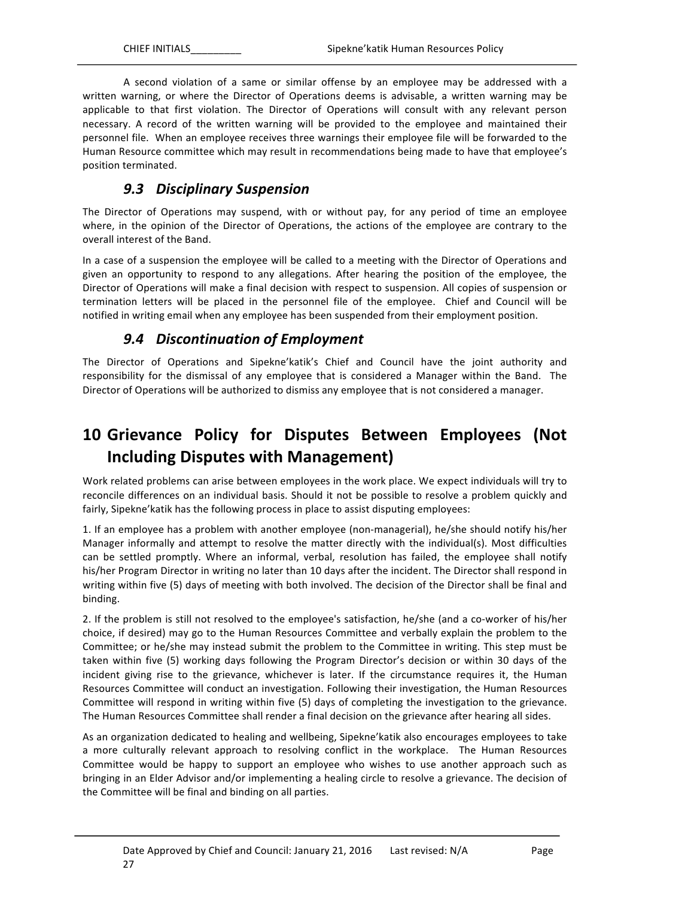A second violation of a same or similar offense by an employee may be addressed with a written warning, or where the Director of Operations deems is advisable, a written warning may be applicable to that first violation. The Director of Operations will consult with any relevant person necessary. A record of the written warning will be provided to the employee and maintained their personnel file. When an employee receives three warnings their employee file will be forwarded to the Human Resource committee which may result in recommendations being made to have that employee's position terminated.

### *9.3 Disciplinary Suspension*

The Director of Operations may suspend, with or without pay, for any period of time an employee where, in the opinion of the Director of Operations, the actions of the employee are contrary to the overall interest of the Band.

In a case of a suspension the employee will be called to a meeting with the Director of Operations and given an opportunity to respond to any allegations. After hearing the position of the employee, the Director of Operations will make a final decision with respect to suspension. All copies of suspension or termination letters will be placed in the personnel file of the employee. Chief and Council will be notified in writing email when any employee has been suspended from their employment position.

### *9.4 Discontinuation of Employment*

The Director of Operations and Sipekne'katik's Chief and Council have the joint authority and responsibility for the dismissal of any employee that is considered a Manager within the Band. The Director of Operations will be authorized to dismiss any employee that is not considered a manager.

# 10 Grievance Policy for Disputes Between Employees (Not Including Disputes with Management)

Work related problems can arise between employees in the work place. We expect individuals will try to reconcile differences on an individual basis. Should it not be possible to resolve a problem quickly and fairly, Sipekne'katik has the following process in place to assist disputing employees:

1. If an employee has a problem with another employee (non-managerial), he/she should notify his/her Manager informally and attempt to resolve the matter directly with the individual(s). Most difficulties can be settled promptly. Where an informal, verbal, resolution has failed, the employee shall notify his/her Program Director in writing no later than 10 days after the incident. The Director shall respond in writing within five (5) days of meeting with both involved. The decision of the Director shall be final and binding.

2. If the problem is still not resolved to the employee's satisfaction, he/she (and a co-worker of his/her choice, if desired) may go to the Human Resources Committee and verbally explain the problem to the Committee; or he/she may instead submit the problem to the Committee in writing. This step must be taken within five (5) working days following the Program Director's decision or within 30 days of the incident giving rise to the grievance, whichever is later. If the circumstance requires it, the Human Resources Committee will conduct an investigation. Following their investigation, the Human Resources Committee will respond in writing within five (5) days of completing the investigation to the grievance. The Human Resources Committee shall render a final decision on the grievance after hearing all sides.

As an organization dedicated to healing and wellbeing, Sipekne'katik also encourages employees to take a more culturally relevant approach to resolving conflict in the workplace. The Human Resources Committee would be happy to support an employee who wishes to use another approach such as bringing in an Elder Advisor and/or implementing a healing circle to resolve a grievance. The decision of the Committee will be final and binding on all parties.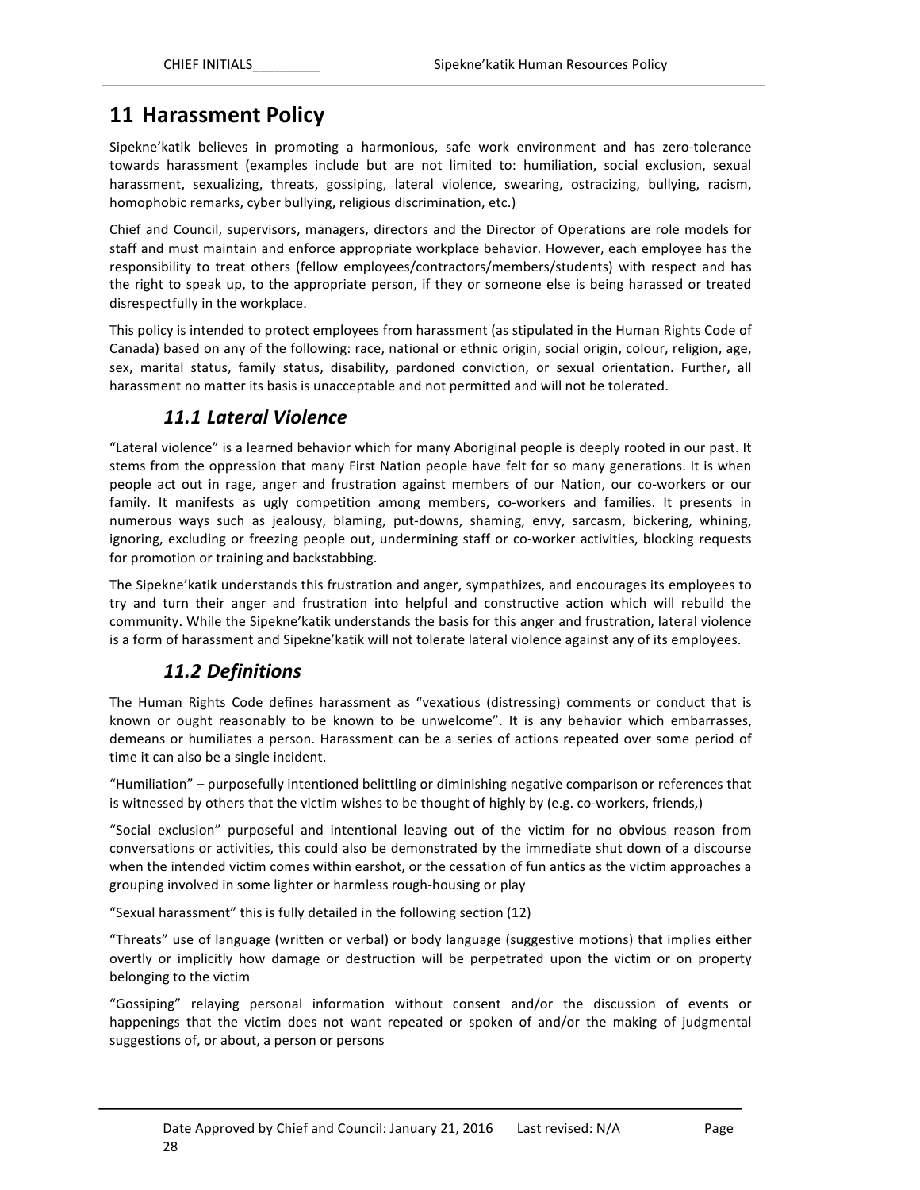# 11 Harassment Policy

Sipekne'katik believes in promoting a harmonious, safe work environment and has zero-tolerance towards harassment (examples include but are not limited to: humiliation, social exclusion, sexual harassment, sexualizing, threats, gossiping, lateral violence, swearing, ostracizing, bullying, racism, homophobic remarks, cyber bullying, religious discrimination, etc.)

Chief and Council, supervisors, managers, directors and the Director of Operations are role models for staff and must maintain and enforce appropriate workplace behavior. However, each employee has the responsibility to treat others (fellow employees/contractors/members/students) with respect and has the right to speak up, to the appropriate person, if they or someone else is being harassed or treated disrespectfully in the workplace.

This policy is intended to protect employees from harassment (as stipulated in the Human Rights Code of Canada) based on any of the following: race, national or ethnic origin, social origin, colour, religion, age, sex, marital status, family status, disability, pardoned conviction, or sexual orientation. Further, all harassment no matter its basis is unacceptable and not permitted and will not be tolerated.

## *11.1 Lateral Violence*

"Lateral violence" is a learned behavior which for many Aboriginal people is deeply rooted in our past. It stems from the oppression that many First Nation people have felt for so many generations. It is when people act out in rage, anger and frustration against members of our Nation, our co-workers or our family. It manifests as ugly competition among members, co-workers and families. It presents in numerous ways such as jealousy, blaming, put-downs, shaming, envy, sarcasm, bickering, whining, ignoring, excluding or freezing people out, undermining staff or co-worker activities, blocking requests for promotion or training and backstabbing.

The Sipekne'katik understands this frustration and anger, sympathizes, and encourages its employees to try and turn their anger and frustration into helpful and constructive action which will rebuild the community. While the Sipekne'katik understands the basis for this anger and frustration, lateral violence is a form of harassment and Sipekne'katik will not tolerate lateral violence against any of its employees.

## *11.2 Definitions*

The Human Rights Code defines harassment as "vexatious (distressing) comments or conduct that is known or ought reasonably to be known to be unwelcome". It is any behavior which embarrasses, demeans or humiliates a person. Harassment can be a series of actions repeated over some period of time it can also be a single incident.

"Humiliation" – purposefully intentioned belittling or diminishing negative comparison or references that is witnessed by others that the victim wishes to be thought of highly by (e.g. co-workers, friends,)

"Social exclusion" purposeful and intentional leaving out of the victim for no obvious reason from conversations or activities, this could also be demonstrated by the immediate shut down of a discourse when the intended victim comes within earshot, or the cessation of fun antics as the victim approaches a grouping involved in some lighter or harmless rough-housing or play

"Sexual harassment" this is fully detailed in the following section (12)

"Threats" use of language (written or verbal) or body language (suggestive motions) that implies either overtly or implicitly how damage or destruction will be perpetrated upon the victim or on property belonging to the victim

"Gossiping" relaying personal information without consent and/or the discussion of events or happenings that the victim does not want repeated or spoken of and/or the making of judgmental suggestions of, or about, a person or persons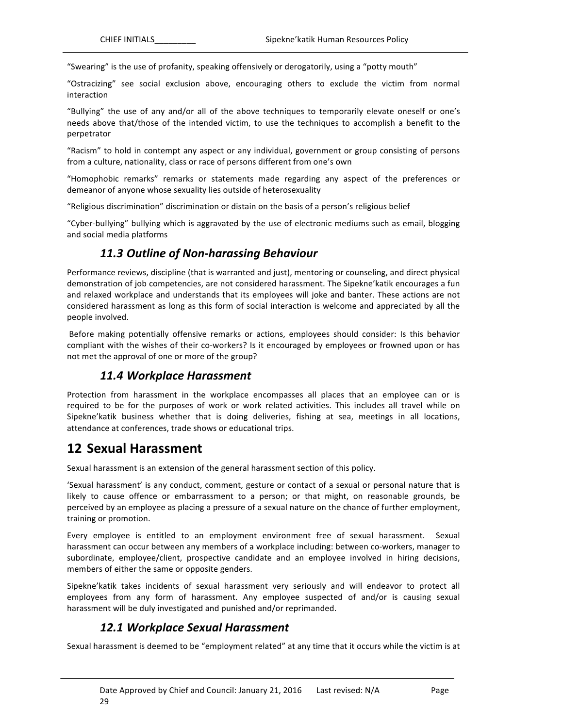"Swearing" is the use of profanity, speaking offensively or derogatorily, using a "potty mouth"

"Ostracizing" see social exclusion above, encouraging others to exclude the victim from normal interaction

"Bullying" the use of any and/or all of the above techniques to temporarily elevate oneself or one's needs above that/those of the intended victim, to use the techniques to accomplish a benefit to the perpetrator

"Racism" to hold in contempt any aspect or any individual, government or group consisting of persons from a culture, nationality, class or race of persons different from one's own

"Homophobic remarks" remarks or statements made regarding any aspect of the preferences or demeanor of anyone whose sexuality lies outside of heterosexuality

"Religious discrimination" discrimination or distain on the basis of a person's religious belief

"Cyber-bullying" bullying which is aggravated by the use of electronic mediums such as email, blogging and social media platforms

### *11.3 Outline of Non-harassing Behaviour*

Performance reviews, discipline (that is warranted and just), mentoring or counseling, and direct physical demonstration of job competencies, are not considered harassment. The Sipekne'katik encourages a fun and relaxed workplace and understands that its employees will joke and banter. These actions are not considered harassment as long as this form of social interaction is welcome and appreciated by all the people involved.

Before making potentially offensive remarks or actions, employees should consider: Is this behavior compliant with the wishes of their co-workers? Is it encouraged by employees or frowned upon or has not met the approval of one or more of the group?

### *11.4 Workplace Harassment*

Protection from harassment in the workplace encompasses all places that an employee can or is required to be for the purposes of work or work related activities. This includes all travel while on Sipekne'katik business whether that is doing deliveries, fishing at sea, meetings in all locations, attendance at conferences, trade shows or educational trips.

## 12 Sexual Harassment

Sexual harassment is an extension of the general harassment section of this policy.

'Sexual harassment' is any conduct, comment, gesture or contact of a sexual or personal nature that is likely to cause offence or embarrassment to a person; or that might, on reasonable grounds, be perceived by an employee as placing a pressure of a sexual nature on the chance of further employment, training or promotion.

Every employee is entitled to an employment environment free of sexual harassment. Sexual harassment can occur between any members of a workplace including: between co-workers, manager to subordinate, employee/client, prospective candidate and an employee involved in hiring decisions, members of either the same or opposite genders.

Sipekne'katik takes incidents of sexual harassment very seriously and will endeavor to protect all employees from any form of harassment. Any employee suspected of and/or is causing sexual harassment will be duly investigated and punished and/or reprimanded.

### *12.1 Workplace Sexual Harassment*

Sexual harassment is deemed to be "employment related" at any time that it occurs while the victim is at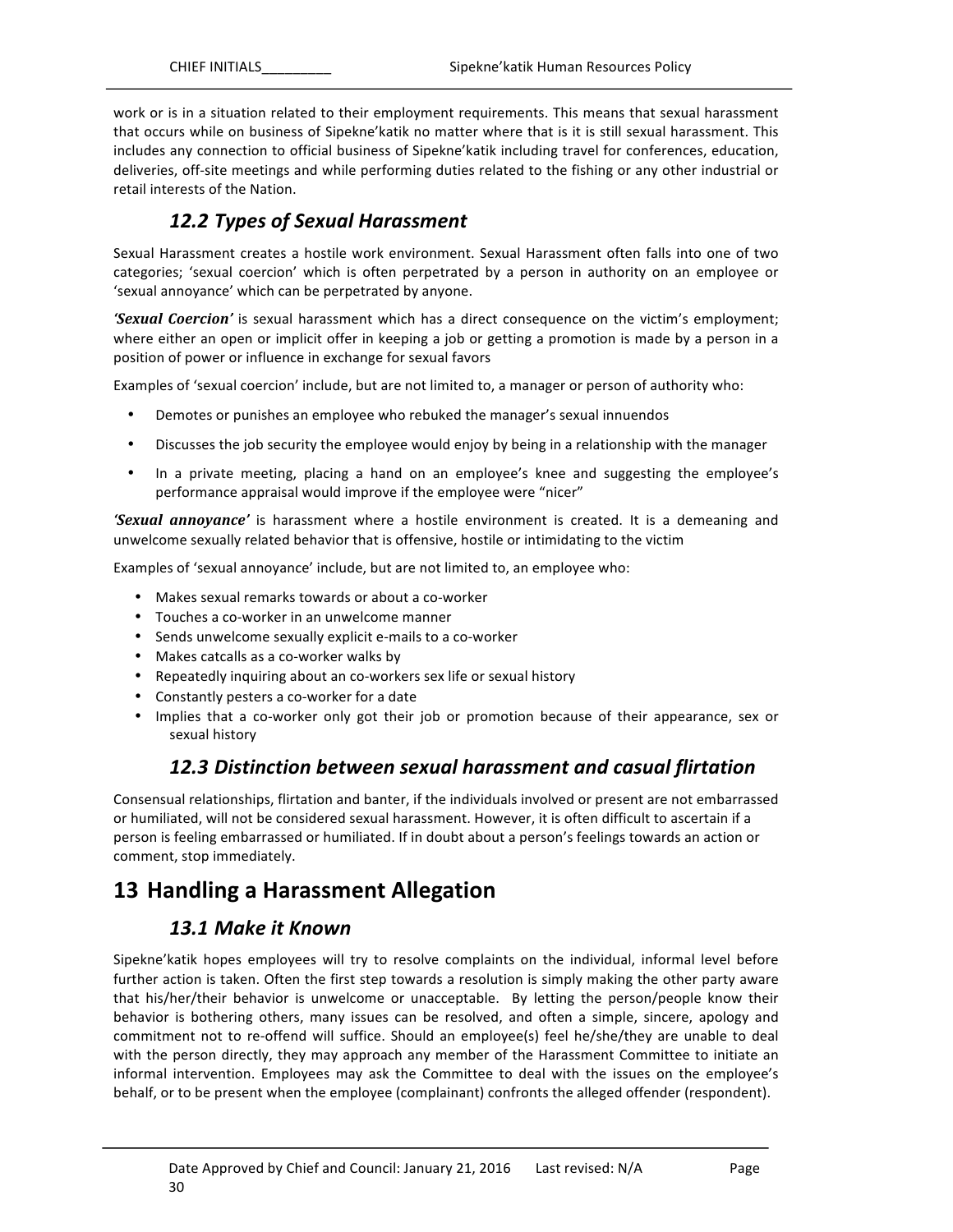work or is in a situation related to their employment requirements. This means that sexual harassment that occurs while on business of Sipekne'katik no matter where that is it is still sexual harassment. This includes any connection to official business of Sipekne'katik including travel for conferences, education, deliveries, off-site meetings and while performing duties related to the fishing or any other industrial or retail interests of the Nation.

### *12.2 Types of Sexual Harassment*

Sexual Harassment creates a hostile work environment. Sexual Harassment often falls into one of two categories; 'sexual coercion' which is often perpetrated by a person in authority on an employee or 'sexual annoyance' which can be perpetrated by anyone.

***'Sexual Coercion'*** is sexual harassment which has a direct consequence on the victim's employment; where either an open or implicit offer in keeping a job or getting a promotion is made by a person in a position of power or influence in exchange for sexual favors

Examples of 'sexual coercion' include, but are not limited to, a manager or person of authority who:

- Demotes or punishes an employee who rebuked the manager's sexual innuendos
- Discusses the job security the employee would enjoy by being in a relationship with the manager
- In a private meeting, placing a hand on an employee's knee and suggesting the employee's performance appraisal would improve if the employee were "nicer"

***'Sexual annoyance'*** is harassment where a hostile environment is created. It is a demeaning and unwelcome sexually related behavior that is offensive, hostile or intimidating to the victim

Examples of 'sexual annoyance' include, but are not limited to, an employee who:

- Makes sexual remarks towards or about a co-worker
- Touches a co-worker in an unwelcome manner
- Sends unwelcome sexually explicit e-mails to a co-worker
- Makes catcalls as a co-worker walks by
- Repeatedly inquiring about an co-workers sex life or sexual history
- Constantly pesters a co-worker for a date
- Implies that a co-worker only got their job or promotion because of their appearance, sex or sexual history

### *12.3 Distinction between sexual harassment and casual flirtation*

Consensual relationships, flirtation and banter, if the individuals involved or present are not embarrassed or humiliated, will not be considered sexual harassment. However, it is often difficult to ascertain if a person is feeling embarrassed or humiliated. If in doubt about a person's feelings towards an action or comment, stop immediately.

## 13 Handling a Harassment Allegation

### *13.1 Make it Known*

Sipekne'katik hopes employees will try to resolve complaints on the individual, informal level before further action is taken. Often the first step towards a resolution is simply making the other party aware that his/her/their behavior is unwelcome or unacceptable. By letting the person/people know their behavior is bothering others, many issues can be resolved, and often a simple, sincere, apology and commitment not to re-offend will suffice. Should an employee(s) feel he/she/they are unable to deal with the person directly, they may approach any member of the Harassment Committee to initiate an informal intervention. Employees may ask the Committee to deal with the issues on the employee's behalf, or to be present when the employee (complainant) confronts the alleged offender (respondent).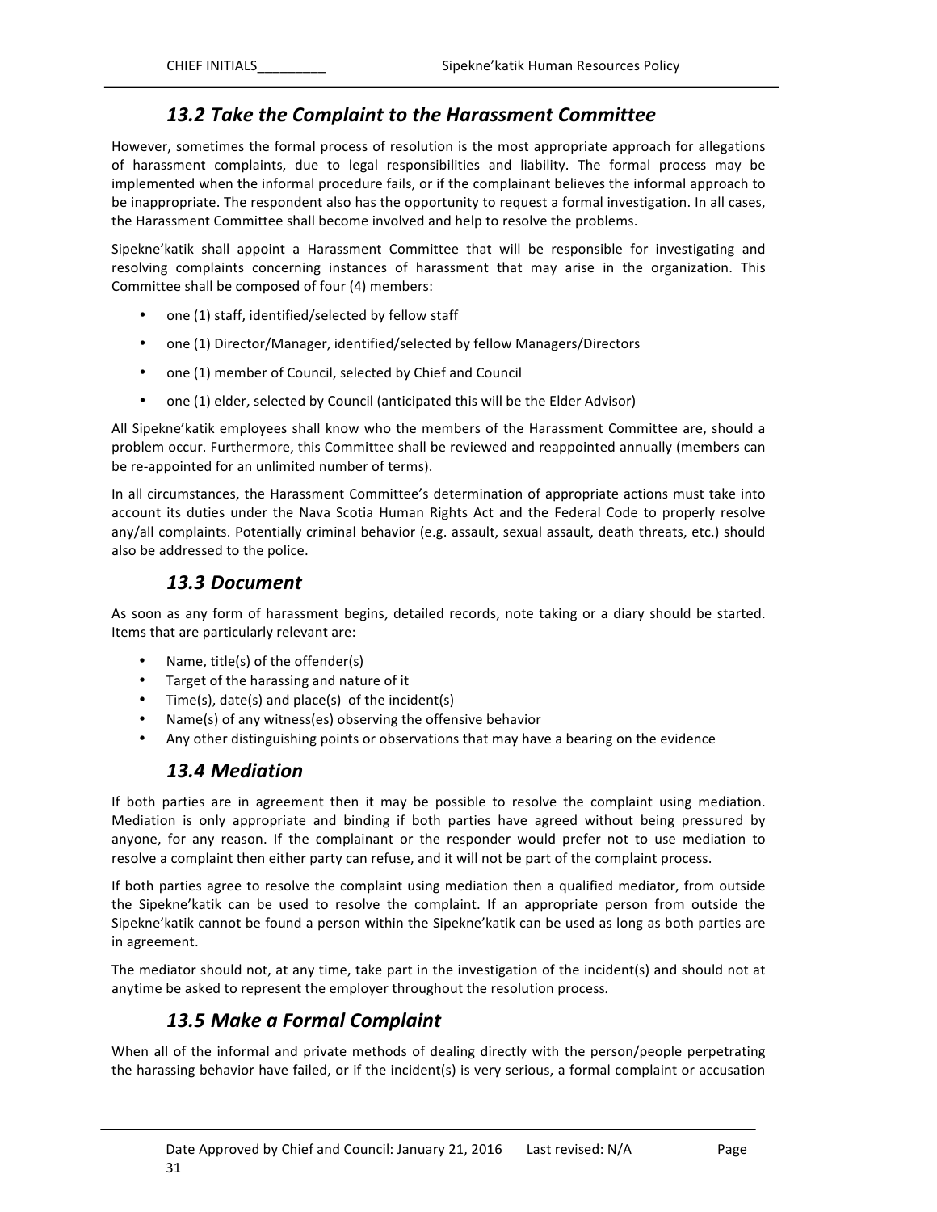## *13.2 Take the Complaint to the Harassment Committee*

However, sometimes the formal process of resolution is the most appropriate approach for allegations of harassment complaints, due to legal responsibilities and liability. The formal process may be implemented when the informal procedure fails, or if the complainant believes the informal approach to be inappropriate. The respondent also has the opportunity to request a formal investigation. In all cases, the Harassment Committee shall become involved and help to resolve the problems.

Sipekne'katik shall appoint a Harassment Committee that will be responsible for investigating and resolving complaints concerning instances of harassment that may arise in the organization. This Committee shall be composed of four (4) members:

- one (1) staff, identified/selected by fellow staff
- one (1) Director/Manager, identified/selected by fellow Managers/Directors
- one (1) member of Council, selected by Chief and Council
- one (1) elder, selected by Council (anticipated this will be the Elder Advisor)

All Sipekne'katik employees shall know who the members of the Harassment Committee are, should a problem occur. Furthermore, this Committee shall be reviewed and reappointed annually (members can be re-appointed for an unlimited number of terms).

In all circumstances, the Harassment Committee's determination of appropriate actions must take into account its duties under the Nava Scotia Human Rights Act and the Federal Code to properly resolve any/all complaints. Potentially criminal behavior (e.g. assault, sexual assault, death threats, etc.) should also be addressed to the police.

## *13.3 Document*

As soon as any form of harassment begins, detailed records, note taking or a diary should be started. Items that are particularly relevant are:

- Name, title(s) of the offender(s)
- Target of the harassing and nature of it
- Time(s), date(s) and place(s) of the incident(s)
- Name(s) of any witness(es) observing the offensive behavior
- Any other distinguishing points or observations that may have a bearing on the evidence

## *13.4 Mediation*

If both parties are in agreement then it may be possible to resolve the complaint using mediation. Mediation is only appropriate and binding if both parties have agreed without being pressured by anyone, for any reason. If the complainant or the responder would prefer not to use mediation to resolve a complaint then either party can refuse, and it will not be part of the complaint process.

If both parties agree to resolve the complaint using mediation then a qualified mediator, from outside the Sipekne'katik can be used to resolve the complaint. If an appropriate person from outside the Sipekne'katik cannot be found a person within the Sipekne'katik can be used as long as both parties are in agreement.

The mediator should not, at any time, take part in the investigation of the incident(s) and should not at anytime be asked to represent the employer throughout the resolution process.

## *13.5 Make a Formal Complaint*

When all of the informal and private methods of dealing directly with the person/people perpetrating the harassing behavior have failed, or if the incident(s) is very serious, a formal complaint or accusation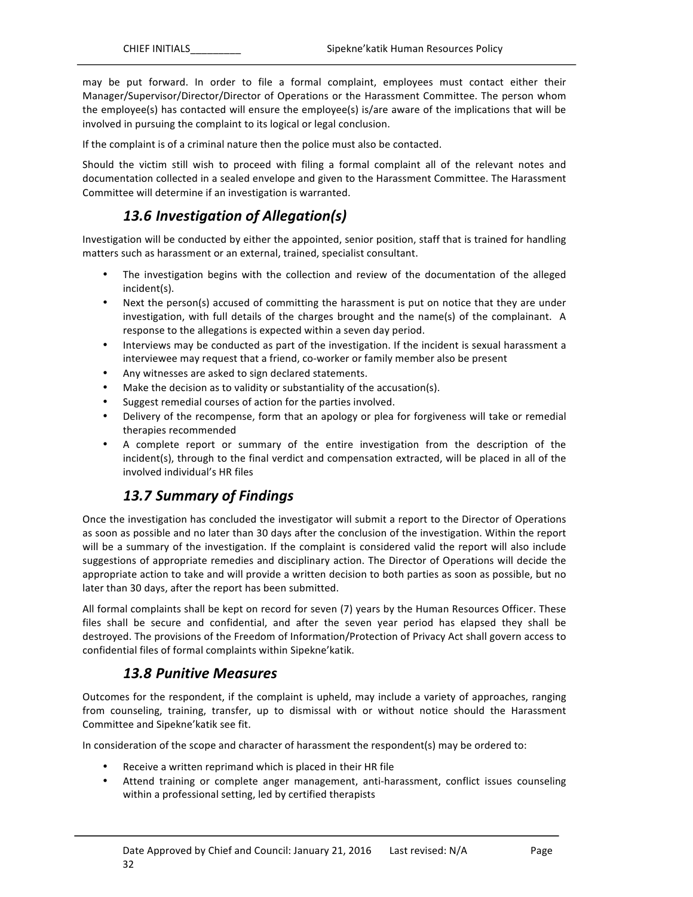may be put forward. In order to file a formal complaint, employees must contact either their Manager/Supervisor/Director/Director of Operations or the Harassment Committee. The person whom the employee(s) has contacted will ensure the employee(s) is/are aware of the implications that will be involved in pursuing the complaint to its logical or legal conclusion.

If the complaint is of a criminal nature then the police must also be contacted.

Should the victim still wish to proceed with filing a formal complaint all of the relevant notes and documentation collected in a sealed envelope and given to the Harassment Committee. The Harassment Committee will determine if an investigation is warranted.

## *13.6 Investigation of Allegation(s)*

Investigation will be conducted by either the appointed, senior position, staff that is trained for handling matters such as harassment or an external, trained, specialist consultant.

- The investigation begins with the collection and review of the documentation of the alleged incident(s).
- Next the person(s) accused of committing the harassment is put on notice that they are under investigation, with full details of the charges brought and the name(s) of the complainant. A response to the allegations is expected within a seven day period.
- Interviews may be conducted as part of the investigation. If the incident is sexual harassment a interviewee may request that a friend, co-worker or family member also be present
- Any witnesses are asked to sign declared statements.
- Make the decision as to validity or substantiality of the accusation(s).
- Suggest remedial courses of action for the parties involved.
- Delivery of the recompense, form that an apology or plea for forgiveness will take or remedial therapies recommended
- A complete report or summary of the entire investigation from the description of the incident(s), through to the final verdict and compensation extracted, will be placed in all of the involved individual's HR files

## *13.7 Summary of Findings*

Once the investigation has concluded the investigator will submit a report to the Director of Operations as soon as possible and no later than 30 days after the conclusion of the investigation. Within the report will be a summary of the investigation. If the complaint is considered valid the report will also include suggestions of appropriate remedies and disciplinary action. The Director of Operations will decide the appropriate action to take and will provide a written decision to both parties as soon as possible, but no later than 30 days, after the report has been submitted.

All formal complaints shall be kept on record for seven (7) years by the Human Resources Officer. These files shall be secure and confidential, and after the seven year period has elapsed they shall be destroyed. The provisions of the Freedom of Information/Protection of Privacy Act shall govern access to confidential files of formal complaints within Sipekne'katik.

## *13.8 Punitive Measures*

Outcomes for the respondent, if the complaint is upheld, may include a variety of approaches, ranging from counseling, training, transfer, up to dismissal with or without notice should the Harassment Committee and Sipekne'katik see fit.

In consideration of the scope and character of harassment the respondent(s) may be ordered to:

- Receive a written reprimand which is placed in their HR file
- Attend training or complete anger management, anti-harassment, conflict issues counseling within a professional setting, led by certified therapists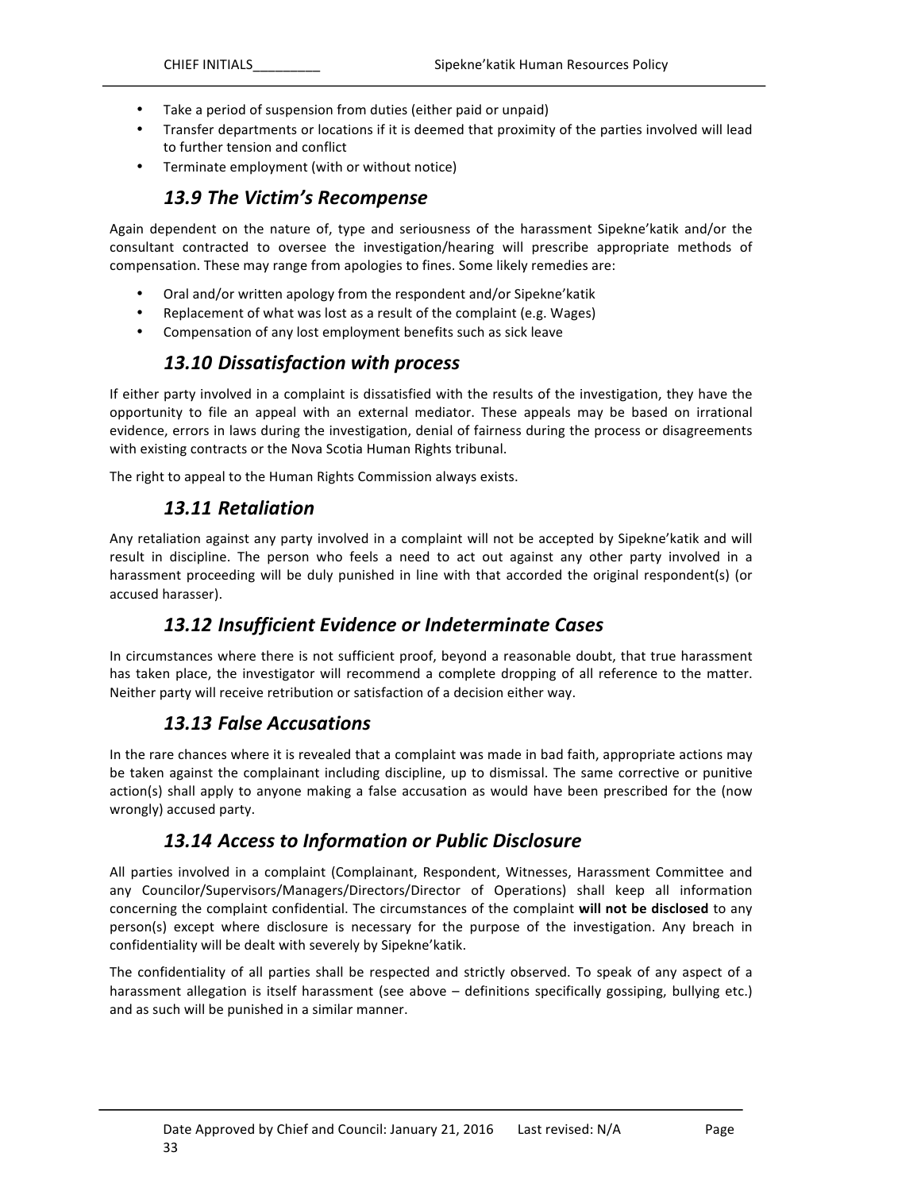- Take a period of suspension from duties (either paid or unpaid)
- Transfer departments or locations if it is deemed that proximity of the parties involved will lead to further tension and conflict
- Terminate employment (with or without notice)

### 13.9 The Victim's Recompense

Again dependent on the nature of, type and seriousness of the harassment Sipekne'katik and/or the consultant contracted to oversee the investigation/hearing will prescribe appropriate methods of compensation. These may range from apologies to fines. Some likely remedies are:

- Oral and/or written apology from the respondent and/or Sipekne'katik
- Replacement of what was lost as a result of the complaint (e.g. Wages)
- Compensation of any lost employment benefits such as sick leave

### 13.10 Dissatisfaction with process

If either party involved in a complaint is dissatisfied with the results of the investigation, they have the opportunity to file an appeal with an external mediator. These appeals may be based on irrational evidence, errors in laws during the investigation, denial of fairness during the process or disagreements with existing contracts or the Nova Scotia Human Rights tribunal.

The right to appeal to the Human Rights Commission always exists.

### 13.11 Retaliation

Any retaliation against any party involved in a complaint will not be accepted by Sipekne'katik and will result in discipline. The person who feels a need to act out against any other party involved in a harassment proceeding will be duly punished in line with that accorded the original respondent(s) (or accused harasser).

### 13.12 Insufficient Evidence or Indeterminate Cases

In circumstances where there is not sufficient proof, beyond a reasonable doubt, that true harassment has taken place, the investigator will recommend a complete dropping of all reference to the matter. Neither party will receive retribution or satisfaction of a decision either way.

### 13.13 False Accusations

In the rare chances where it is revealed that a complaint was made in bad faith, appropriate actions may be taken against the complainant including discipline, up to dismissal. The same corrective or punitive action(s) shall apply to anyone making a false accusation as would have been prescribed for the (now wrongly) accused party.

### 13.14 Access to Information or Public Disclosure

All parties involved in a complaint (Complainant, Respondent, Witnesses, Harassment Committee and any Councilor/Supervisors/Managers/Directors/Director of Operations) shall keep all information concerning the complaint confidential. The circumstances of the complaint **will not be disclosed** to any person(s) except where disclosure is necessary for the purpose of the investigation. Any breach in confidentiality will be dealt with severely by Sipekne'katik.

The confidentiality of all parties shall be respected and strictly observed. To speak of any aspect of a harassment allegation is itself harassment (see above – definitions specifically gossiping, bullying etc.) and as such will be punished in a similar manner.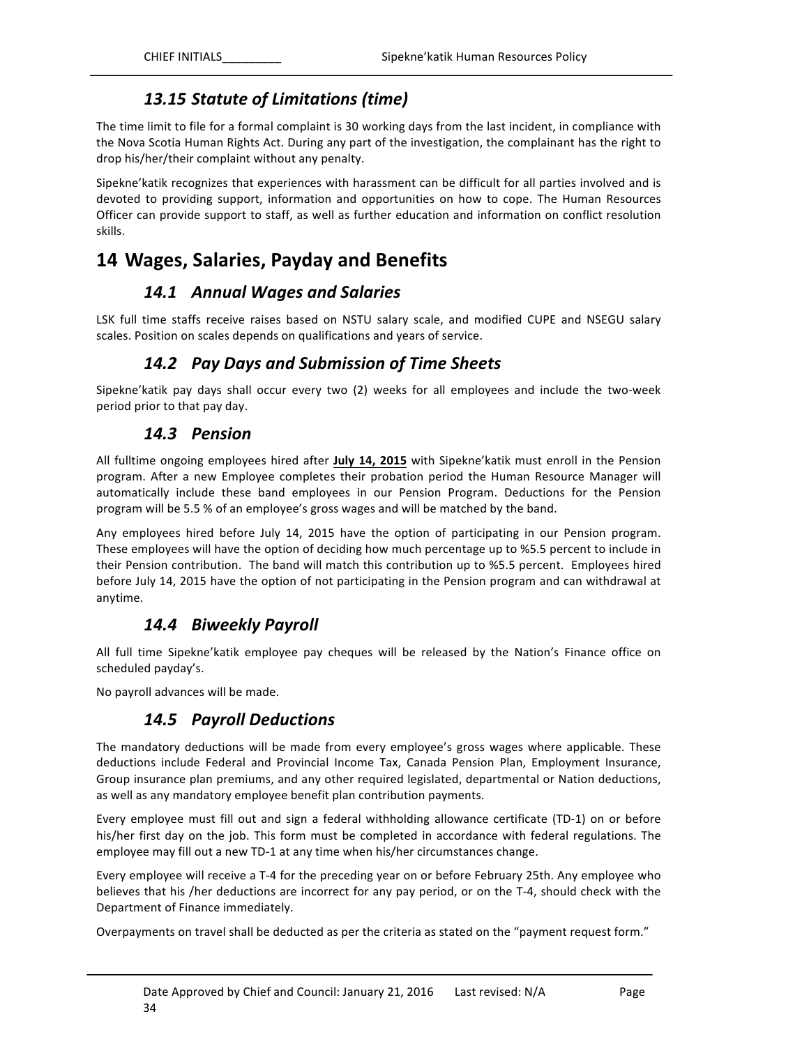### *13.15 Statute of Limitations (time)*

The time limit to file for a formal complaint is 30 working days from the last incident, in compliance with the Nova Scotia Human Rights Act. During any part of the investigation, the complainant has the right to drop his/her/their complaint without any penalty.

Sipekne'katik recognizes that experiences with harassment can be difficult for all parties involved and is devoted to providing support, information and opportunities on how to cope. The Human Resources Officer can provide support to staff, as well as further education and information on conflict resolution skills.

## 14 Wages, Salaries, Payday and Benefits

### *14.1 Annual Wages and Salaries*

LSK full time staffs receive raises based on NSTU salary scale, and modified CUPE and NSEGU salary scales. Position on scales depends on qualifications and years of service.

### *14.2 Pay Days and Submission of Time Sheets*

Sipekne'katik pay days shall occur every two (2) weeks for all employees and include the two-week period prior to that pay day.

### *14.3 Pension*

All fulltime ongoing employees hired after **July 14, 2015** with Sipekne'katik must enroll in the Pension program. After a new Employee completes their probation period the Human Resource Manager will automatically include these band employees in our Pension Program. Deductions for the Pension program will be 5.5 % of an employee's gross wages and will be matched by the band.

Any employees hired before July 14, 2015 have the option of participating in our Pension program. These employees will have the option of deciding how much percentage up to %5.5 percent to include in their Pension contribution. The band will match this contribution up to %5.5 percent. Employees hired before July 14, 2015 have the option of not participating in the Pension program and can withdrawal at anytime.

### *14.4 Biweekly Payroll*

All full time Sipekne'katik employee pay cheques will be released by the Nation's Finance office on scheduled payday's.

No payroll advances will be made.

### *14.5 Payroll Deductions*

The mandatory deductions will be made from every employee's gross wages where applicable. These deductions include Federal and Provincial Income Tax, Canada Pension Plan, Employment Insurance, Group insurance plan premiums, and any other required legislated, departmental or Nation deductions, as well as any mandatory employee benefit plan contribution payments.

Every employee must fill out and sign a federal withholding allowance certificate (TD-1) on or before his/her first day on the job. This form must be completed in accordance with federal regulations. The employee may fill out a new TD-1 at any time when his/her circumstances change.

Every employee will receive a T-4 for the preceding year on or before February 25th. Any employee who believes that his /her deductions are incorrect for any pay period, or on the T-4, should check with the Department of Finance immediately.

Overpayments on travel shall be deducted as per the criteria as stated on the "payment request form."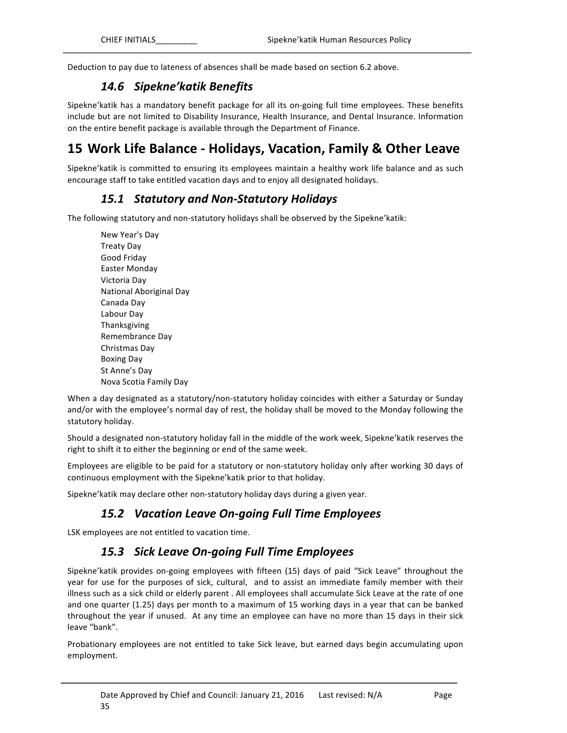Deduction to pay due to lateness of absences shall be made based on section 6.2 above.

### *14.6 Sipekne'katik Benefits*

Sipekne'katik has a mandatory benefit package for all its on-going full time employees. These benefits include but are not limited to Disability Insurance, Health Insurance, and Dental Insurance. Information on the entire benefit package is available through the Department of Finance.

## 15 Work Life Balance - Holidays, Vacation, Family & Other Leave

Sipekne'katik is committed to ensuring its employees maintain a healthy work life balance and as such encourage staff to take entitled vacation days and to enjoy all designated holidays.

### *15.1 Statutory and Non-Statutory Holidays*

The following statutory and non-statutory holidays shall be observed by the Sipekne'katik:

- New Year's Day
- Treaty Day
- Good Friday
- Easter Monday
- Victoria Day
- National Aboriginal Day
- Canada Day
- Labour Day
- Thanksgiving
- Remembrance Day
- Christmas Day
- Boxing Day
- St Anne's Day
- Nova Scotia Family Day

When a day designated as a statutory/non-statutory holiday coincides with either a Saturday or Sunday and/or with the employee's normal day of rest, the holiday shall be moved to the Monday following the statutory holiday.

Should a designated non-statutory holiday fall in the middle of the work week, Sipekne'katik reserves the right to shift it to either the beginning or end of the same week.

Employees are eligible to be paid for a statutory or non-statutory holiday only after working 30 days of continuous employment with the Sipekne'katik prior to that holiday.

Sipekne'katik may declare other non-statutory holiday days during a given year.

### *15.2 Vacation Leave On-going Full Time Employees*

LSK employees are not entitled to vacation time.

### *15.3 Sick Leave On-going Full Time Employees*

Sipekne'katik provides on-going employees with fifteen (15) days of paid "Sick Leave" throughout the year for use for the purposes of sick, cultural, and to assist an immediate family member with their illness such as a sick child or elderly parent . All employees shall accumulate Sick Leave at the rate of one and one quarter (1.25) days per month to a maximum of 15 working days in a year that can be banked throughout the year if unused. At any time an employee can have no more than 15 days in their sick leave "bank".

Probationary employees are not entitled to take Sick leave, but earned days begin accumulating upon employment.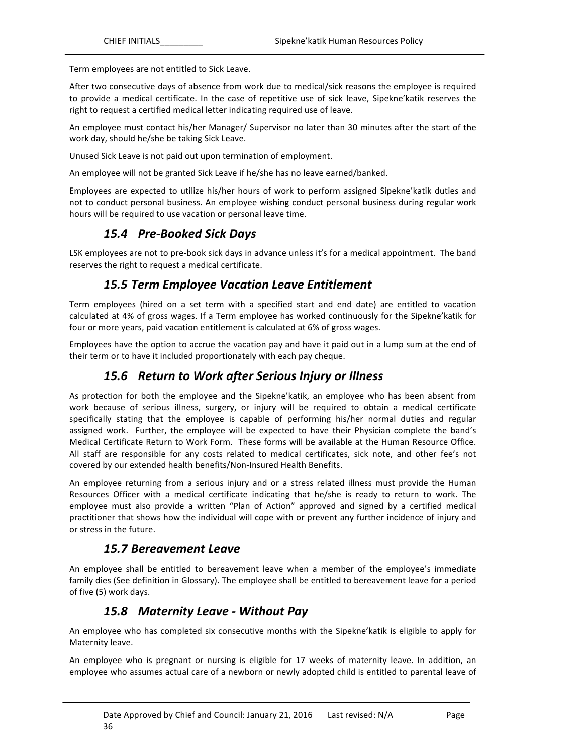Term employees are not entitled to Sick Leave.

After two consecutive days of absence from work due to medical/sick reasons the employee is required to provide a medical certificate. In the case of repetitive use of sick leave, Sipekne'katik reserves the right to request a certified medical letter indicating required use of leave.

An employee must contact his/her Manager/ Supervisor no later than 30 minutes after the start of the work day, should he/she be taking Sick Leave.

Unused Sick Leave is not paid out upon termination of employment.

An employee will not be granted Sick Leave if he/she has no leave earned/banked.

Employees are expected to utilize his/her hours of work to perform assigned Sipekne'katik duties and not to conduct personal business. An employee wishing conduct personal business during regular work hours will be required to use vacation or personal leave time.

## *15.4 Pre-Booked Sick Days*

LSK employees are not to pre-book sick days in advance unless it's for a medical appointment. The band reserves the right to request a medical certificate.

## *15.5 Term Employee Vacation Leave Entitlement*

Term employees (hired on a set term with a specified start and end date) are entitled to vacation calculated at 4% of gross wages. If a Term employee has worked continuously for the Sipekne'katik for four or more years, paid vacation entitlement is calculated at 6% of gross wages.

Employees have the option to accrue the vacation pay and have it paid out in a lump sum at the end of their term or to have it included proportionately with each pay cheque.

## *15.6 Return to Work after Serious Injury or Illness*

As protection for both the employee and the Sipekne'katik, an employee who has been absent from work because of serious illness, surgery, or injury will be required to obtain a medical certificate specifically stating that the employee is capable of performing his/her normal duties and regular assigned work. Further, the employee will be expected to have their Physician complete the band's Medical Certificate Return to Work Form. These forms will be available at the Human Resource Office. All staff are responsible for any costs related to medical certificates, sick note, and other fee's not covered by our extended health benefits/Non-Insured Health Benefits.

An employee returning from a serious injury and or a stress related illness must provide the Human Resources Officer with a medical certificate indicating that he/she is ready to return to work. The employee must also provide a written "Plan of Action" approved and signed by a certified medical practitioner that shows how the individual will cope with or prevent any further incidence of injury and or stress in the future.

## *15.7 Bereavement Leave*

An employee shall be entitled to bereavement leave when a member of the employee's immediate family dies (See definition in Glossary). The employee shall be entitled to bereavement leave for a period of five (5) work days.

## *15.8 Maternity Leave - Without Pay*

An employee who has completed six consecutive months with the Sipekne'katik is eligible to apply for Maternity leave.

An employee who is pregnant or nursing is eligible for 17 weeks of maternity leave. In addition, an employee who assumes actual care of a newborn or newly adopted child is entitled to parental leave of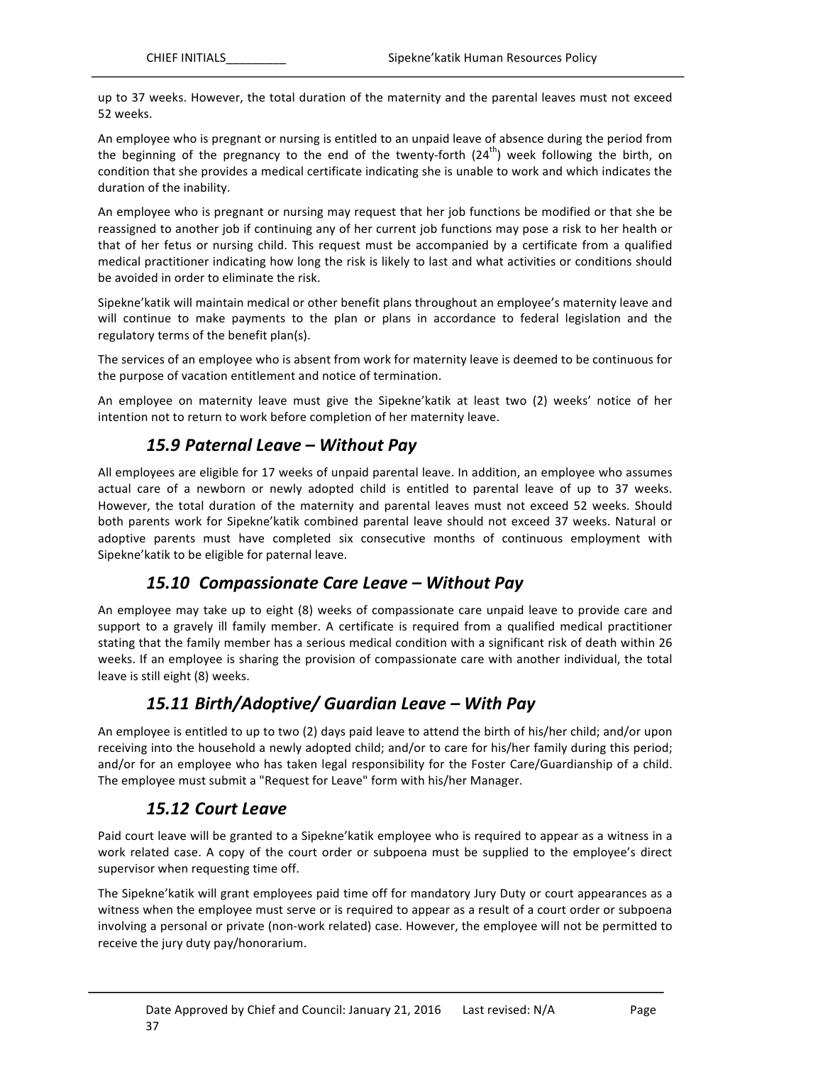up to 37 weeks. However, the total duration of the maternity and the parental leaves must not exceed 52 weeks.

An employee who is pregnant or nursing is entitled to an unpaid leave of absence during the period from the beginning of the pregnancy to the end of the twenty-forth (24th) week following the birth, on condition that she provides a medical certificate indicating she is unable to work and which indicates the duration of the inability.

An employee who is pregnant or nursing may request that her job functions be modified or that she be reassigned to another job if continuing any of her current job functions may pose a risk to her health or that of her fetus or nursing child. This request must be accompanied by a certificate from a qualified medical practitioner indicating how long the risk is likely to last and what activities or conditions should be avoided in order to eliminate the risk.

Sipekne'katik will maintain medical or other benefit plans throughout an employee's maternity leave and will continue to make payments to the plan or plans in accordance to federal legislation and the regulatory terms of the benefit plan(s).

The services of an employee who is absent from work for maternity leave is deemed to be continuous for the purpose of vacation entitlement and notice of termination.

An employee on maternity leave must give the Sipekne'katik at least two (2) weeks' notice of her intention not to return to work before completion of her maternity leave.

### *15.9 Paternal Leave – Without Pay*

All employees are eligible for 17 weeks of unpaid parental leave. In addition, an employee who assumes actual care of a newborn or newly adopted child is entitled to parental leave of up to 37 weeks. However, the total duration of the maternity and parental leaves must not exceed 52 weeks. Should both parents work for Sipekne'katik combined parental leave should not exceed 37 weeks. Natural or adoptive parents must have completed six consecutive months of continuous employment with Sipekne'katik to be eligible for paternal leave.

### *15.10 Compassionate Care Leave – Without Pay*

An employee may take up to eight (8) weeks of compassionate care unpaid leave to provide care and support to a gravely ill family member. A certificate is required from a qualified medical practitioner stating that the family member has a serious medical condition with a significant risk of death within 26 weeks. If an employee is sharing the provision of compassionate care with another individual, the total leave is still eight (8) weeks.

### *15.11 Birth/Adoptive/ Guardian Leave – With Pay*

An employee is entitled to up to two (2) days paid leave to attend the birth of his/her child; and/or upon receiving into the household a newly adopted child; and/or to care for his/her family during this period; and/or for an employee who has taken legal responsibility for the Foster Care/Guardianship of a child. The employee must submit a "Request for Leave" form with his/her Manager.

### *15.12 Court Leave*

Paid court leave will be granted to a Sipekne'katik employee who is required to appear as a witness in a work related case. A copy of the court order or subpoena must be supplied to the employee's direct supervisor when requesting time off.

The Sipekne'katik will grant employees paid time off for mandatory Jury Duty or court appearances as a witness when the employee must serve or is required to appear as a result of a court order or subpoena involving a personal or private (non-work related) case. However, the employee will not be permitted to receive the jury duty pay/honorarium.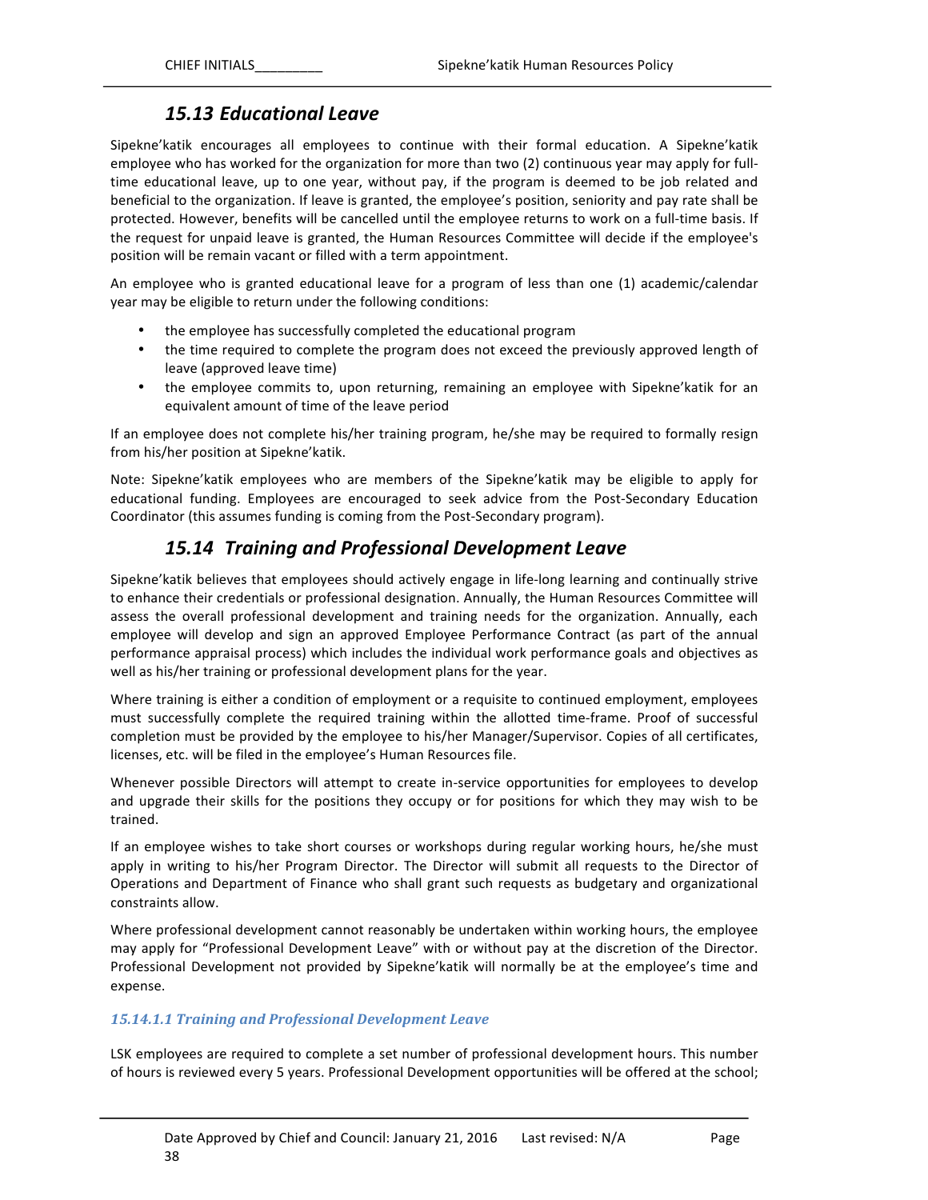## *15.13 Educational Leave*

Sipekne'katik encourages all employees to continue with their formal education. A Sipekne'katik employee who has worked for the organization for more than two (2) continuous year may apply for full-time educational leave, up to one year, without pay, if the program is deemed to be job related and beneficial to the organization. If leave is granted, the employee's position, seniority and pay rate shall be protected. However, benefits will be cancelled until the employee returns to work on a full-time basis. If the request for unpaid leave is granted, the Human Resources Committee will decide if the employee's position will be remain vacant or filled with a term appointment.

An employee who is granted educational leave for a program of less than one (1) academic/calendar year may be eligible to return under the following conditions:

- the employee has successfully completed the educational program
- the time required to complete the program does not exceed the previously approved length of leave (approved leave time)
- the employee commits to, upon returning, remaining an employee with Sipekne'katik for an equivalent amount of time of the leave period

If an employee does not complete his/her training program, he/she may be required to formally resign from his/her position at Sipekne'katik.

Note: Sipekne'katik employees who are members of the Sipekne'katik may be eligible to apply for educational funding. Employees are encouraged to seek advice from the Post-Secondary Education Coordinator (this assumes funding is coming from the Post-Secondary program).

## *15.14 Training and Professional Development Leave*

Sipekne'katik believes that employees should actively engage in life-long learning and continually strive to enhance their credentials or professional designation. Annually, the Human Resources Committee will assess the overall professional development and training needs for the organization. Annually, each employee will develop and sign an approved Employee Performance Contract (as part of the annual performance appraisal process) which includes the individual work performance goals and objectives as well as his/her training or professional development plans for the year.

Where training is either a condition of employment or a requisite to continued employment, employees must successfully complete the required training within the allotted time-frame. Proof of successful completion must be provided by the employee to his/her Manager/Supervisor. Copies of all certificates, licenses, etc. will be filed in the employee's Human Resources file.

Whenever possible Directors will attempt to create in-service opportunities for employees to develop and upgrade their skills for the positions they occupy or for positions for which they may wish to be trained.

If an employee wishes to take short courses or workshops during regular working hours, he/she must apply in writing to his/her Program Director. The Director will submit all requests to the Director of Operations and Department of Finance who shall grant such requests as budgetary and organizational constraints allow.

Where professional development cannot reasonably be undertaken within working hours, the employee may apply for "Professional Development Leave" with or without pay at the discretion of the Director. Professional Development not provided by Sipekne'katik will normally be at the employee's time and expense.

#### *15.14.1.1 Training and Professional Development Leave*

LSK employees are required to complete a set number of professional development hours. This number of hours is reviewed every 5 years. Professional Development opportunities will be offered at the school;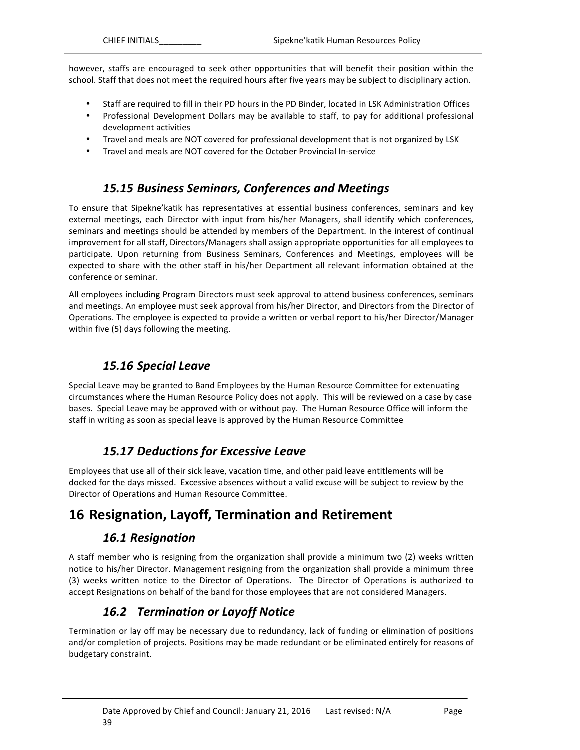however, staffs are encouraged to seek other opportunities that will benefit their position within the school. Staff that does not meet the required hours after five years may be subject to disciplinary action.

- Staff are required to fill in their PD hours in the PD Binder, located in LSK Administration Offices
- Professional Development Dollars may be available to staff, to pay for additional professional development activities
- Travel and meals are NOT covered for professional development that is not organized by LSK
- Travel and meals are NOT covered for the October Provincial In-service

### *15.15 Business Seminars, Conferences and Meetings*

To ensure that Sipekne'katik has representatives at essential business conferences, seminars and key external meetings, each Director with input from his/her Managers, shall identify which conferences, seminars and meetings should be attended by members of the Department. In the interest of continual improvement for all staff, Directors/Managers shall assign appropriate opportunities for all employees to participate. Upon returning from Business Seminars, Conferences and Meetings, employees will be expected to share with the other staff in his/her Department all relevant information obtained at the conference or seminar.

All employees including Program Directors must seek approval to attend business conferences, seminars and meetings. An employee must seek approval from his/her Director, and Directors from the Director of Operations. The employee is expected to provide a written or verbal report to his/her Director/Manager within five (5) days following the meeting.

### *15.16 Special Leave*

Special Leave may be granted to Band Employees by the Human Resource Committee for extenuating circumstances where the Human Resource Policy does not apply. This will be reviewed on a case by case bases. Special Leave may be approved with or without pay. The Human Resource Office will inform the staff in writing as soon as special leave is approved by the Human Resource Committee

### *15.17 Deductions for Excessive Leave*

Employees that use all of their sick leave, vacation time, and other paid leave entitlements will be docked for the days missed. Excessive absences without a valid excuse will be subject to review by the Director of Operations and Human Resource Committee.

## 16 Resignation, Layoff, Termination and Retirement

### *16.1 Resignation*

A staff member who is resigning from the organization shall provide a minimum two (2) weeks written notice to his/her Director. Management resigning from the organization shall provide a minimum three (3) weeks written notice to the Director of Operations. The Director of Operations is authorized to accept Resignations on behalf of the band for those employees that are not considered Managers.

### *16.2 Termination or Layoff Notice*

Termination or lay off may be necessary due to redundancy, lack of funding or elimination of positions and/or completion of projects. Positions may be made redundant or be eliminated entirely for reasons of budgetary constraint.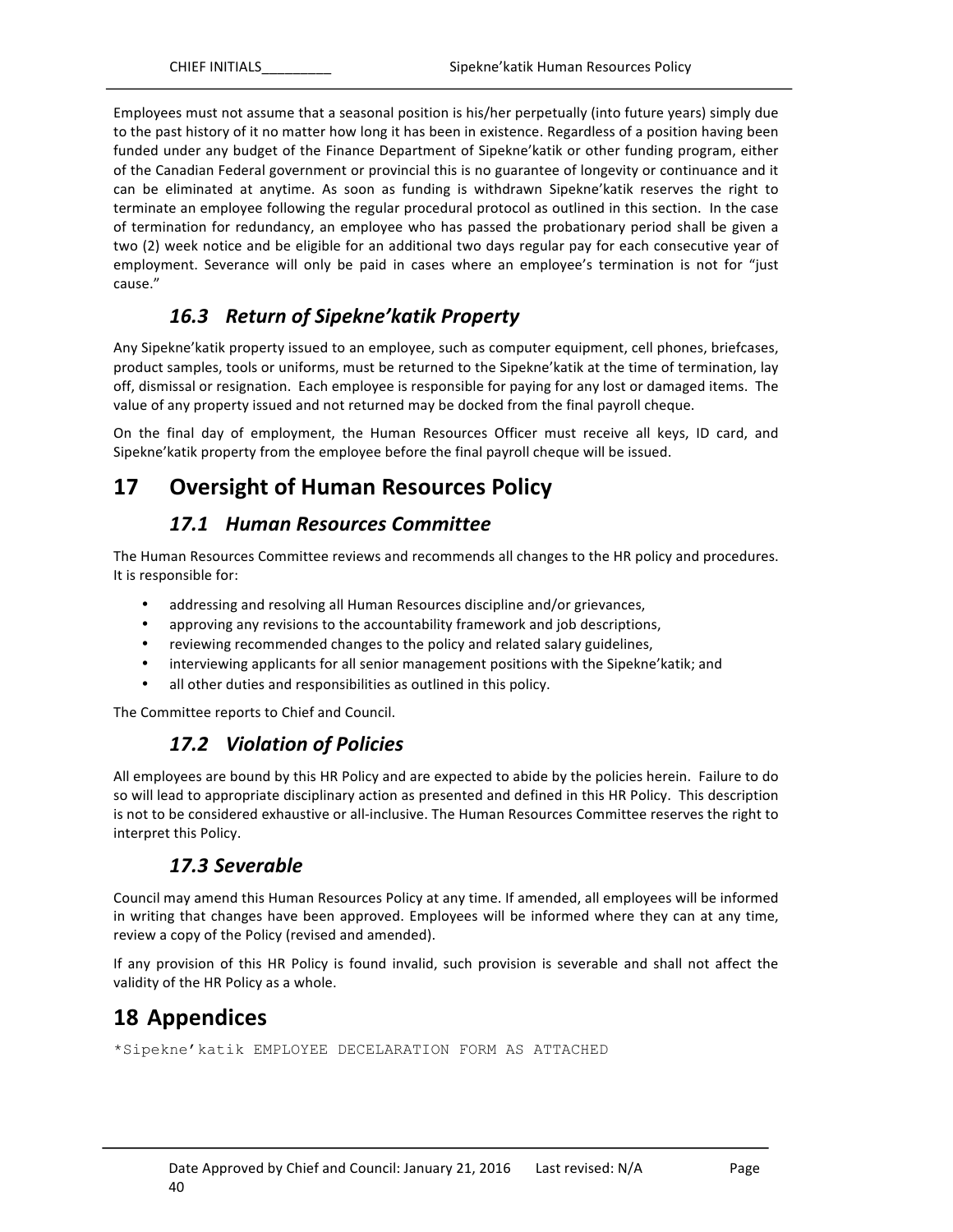Employees must not assume that a seasonal position is his/her perpetually (into future years) simply due to the past history of it no matter how long it has been in existence. Regardless of a position having been funded under any budget of the Finance Department of Sipekne'katik or other funding program, either of the Canadian Federal government or provincial this is no guarantee of longevity or continuance and it can be eliminated at anytime. As soon as funding is withdrawn Sipekne'katik reserves the right to terminate an employee following the regular procedural protocol as outlined in this section. In the case of termination for redundancy, an employee who has passed the probationary period shall be given a two (2) week notice and be eligible for an additional two days regular pay for each consecutive year of employment. Severance will only be paid in cases where an employee's termination is not for "just cause."

### *16.3 Return of Sipekne'katik Property*

Any Sipekne'katik property issued to an employee, such as computer equipment, cell phones, briefcases, product samples, tools or uniforms, must be returned to the Sipekne'katik at the time of termination, lay off, dismissal or resignation. Each employee is responsible for paying for any lost or damaged items. The value of any property issued and not returned may be docked from the final payroll cheque.

On the final day of employment, the Human Resources Officer must receive all keys, ID card, and Sipekne'katik property from the employee before the final payroll cheque will be issued.

## 17 Oversight of Human Resources Policy

### *17.1 Human Resources Committee*

The Human Resources Committee reviews and recommends all changes to the HR policy and procedures. It is responsible for:

- addressing and resolving all Human Resources discipline and/or grievances,
- approving any revisions to the accountability framework and job descriptions,
- reviewing recommended changes to the policy and related salary guidelines,
- interviewing applicants for all senior management positions with the Sipekne'katik; and
- all other duties and responsibilities as outlined in this policy.

The Committee reports to Chief and Council.

### *17.2 Violation of Policies*

All employees are bound by this HR Policy and are expected to abide by the policies herein. Failure to do so will lead to appropriate disciplinary action as presented and defined in this HR Policy. This description is not to be considered exhaustive or all-inclusive. The Human Resources Committee reserves the right to interpret this Policy.

### *17.3 Severable*

Council may amend this Human Resources Policy at any time. If amended, all employees will be informed in writing that changes have been approved. Employees will be informed where they can at any time, review a copy of the Policy (revised and amended).

If any provision of this HR Policy is found invalid, such provision is severable and shall not affect the validity of the HR Policy as a whole.

## 18 Appendices

*Sipekne'katik EMPLOYEE DECELARATION FORM AS ATTACHED